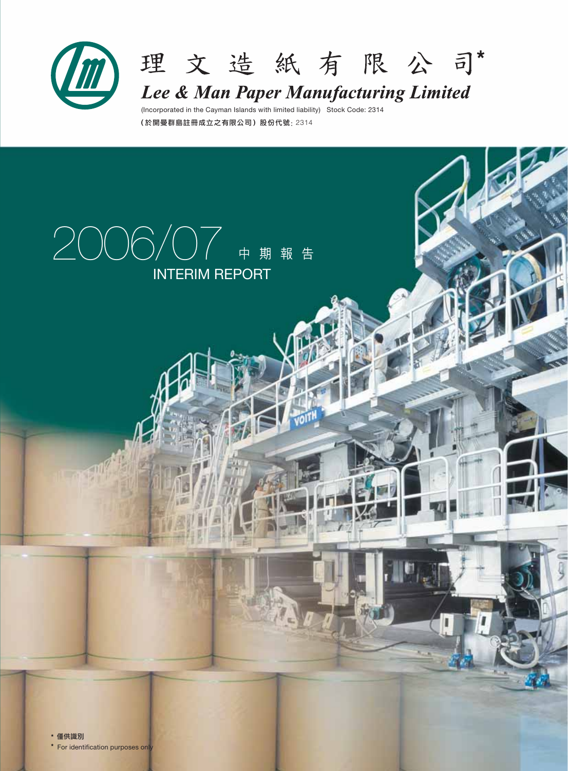# 理文造紙有限公司*

# *Lee & Man Paper Manufacturing Limited*

(Incorporated in the Cayman Islands with limited liability) Stock Code: 2314

（於開曼群島註冊成立之有限公司）股份代號：2314

## 2006/07 中期報告

## INTERIM REPORT

\* 僅供識別

\* For identification purposes only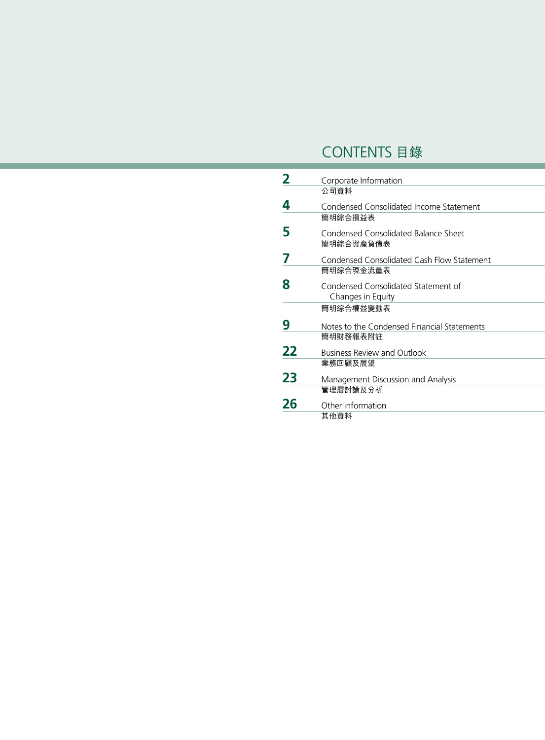# CONTENTS 目錄

| | |
|---|---|
| 2 | Corporate Information<br>公司資料 |
| 4 | Condensed Consolidated Income Statement<br>簡明綜合損益表 |
| 5 | Condensed Consolidated Balance Sheet<br>簡明綜合資產負債表 |
| 7 | Condensed Consolidated Cash Flow Statement<br>簡明綜合現金流量表 |
| 8 | Condensed Consolidated Statement of Changes in Equity<br>簡明綜合權益變動表 |
| 9 | Notes to the Condensed Financial Statements<br>簡明財務報表附註 |
| 22 | Business Review and Outlook<br>業務回顧及展望 |
| 23 | Management Discussion and Analysis<br>管理層討論及分析 |
| 26 | Other information<br>其他資料 |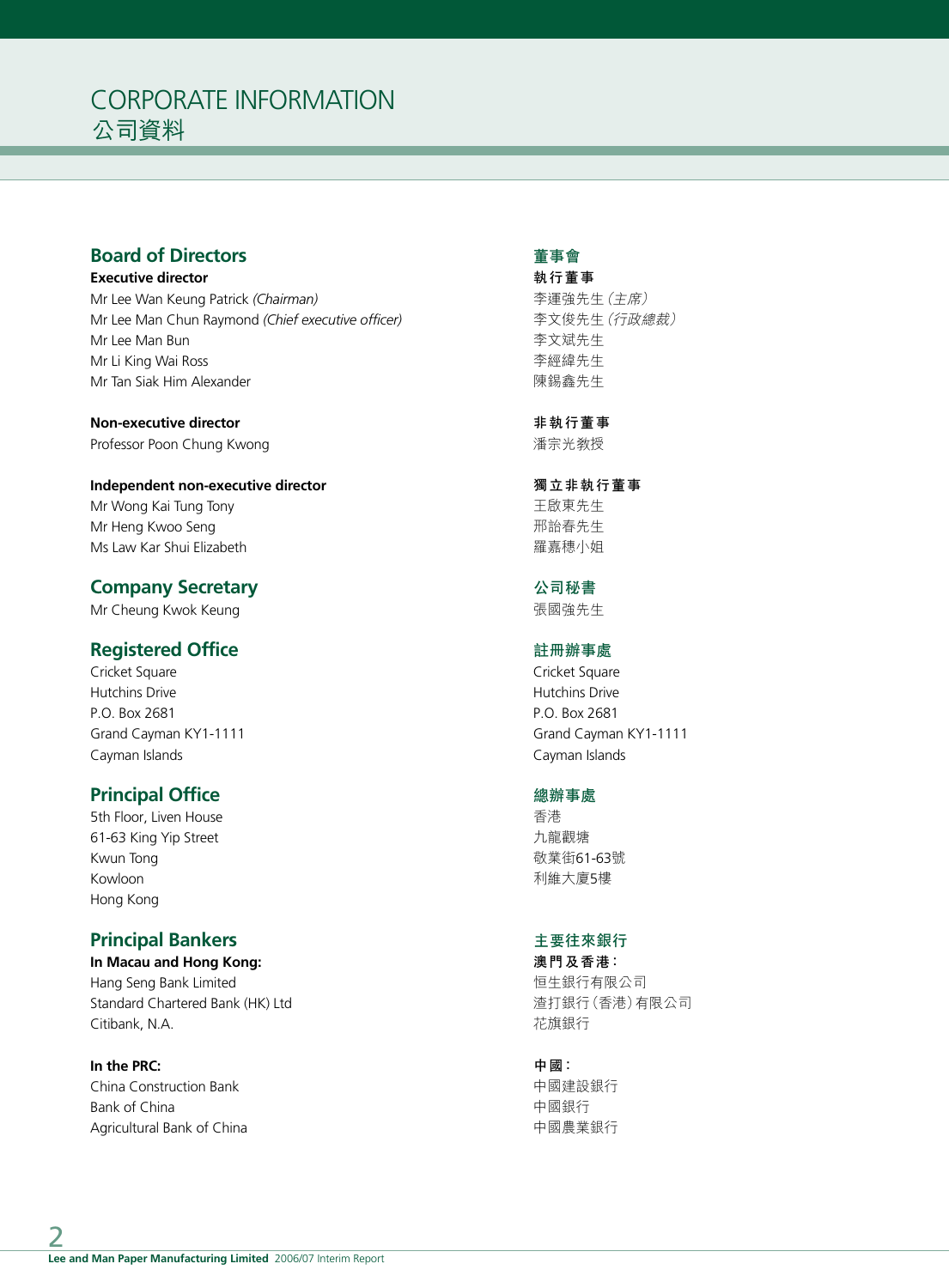# CORPORATE INFORMATION
# 公司資料

## Board of Directors

**Executive director**

Mr Lee Wan Keung Patrick *(Chairman)*
Mr Lee Man Chun Raymond *(Chief executive officer)*
Mr Lee Man Bun
Mr Li King Wai Ross
Mr Tan Siak Him Alexander

**Non-executive director**

Professor Poon Chung Kwong

**Independent non-executive director**

Mr Wong Kai Tung Tony
Mr Heng Kwoo Seng
Ms Law Kar Shui Elizabeth

## Company Secretary

Mr Cheung Kwok Keung

## Registered Office

Cricket Square
Hutchins Drive
P.O. Box 2681
Grand Cayman KY1-1111
Cayman Islands

## Principal Office

5th Floor, Liven House
61-63 King Yip Street
Kwun Tong
Kowloon
Hong Kong

## Principal Bankers

**In Macau and Hong Kong:**

Hang Seng Bank Limited
Standard Chartered Bank (HK) Ltd
Citibank, N.A.

**In the PRC:**

China Construction Bank
Bank of China
Agricultural Bank of China

## 董事會

**執行董事**

李運強先生 *(主席)*
李文俊先生 *(行政總裁)*
李文斌先生
李經緯先生
陳錫鑫先生

**非執行董事**

潘宗光教授

**獨立非執行董事**

王啟東先生
邢詒春先生
羅嘉穗小姐

## 公司秘書

張國強先生

## 註冊辦事處

Cricket Square
Hutchins Drive
P.O. Box 2681
Grand Cayman KY1-1111
Cayman Islands

## 總辦事處

香港
九龍觀塘
敬業街61-63號
利維大廈5樓

## 主要往來銀行

**澳門及香港：**

恒生銀行有限公司
渣打銀行(香港)有限公司
花旗銀行

**中國：**

中國建設銀行
中國銀行
中國農業銀行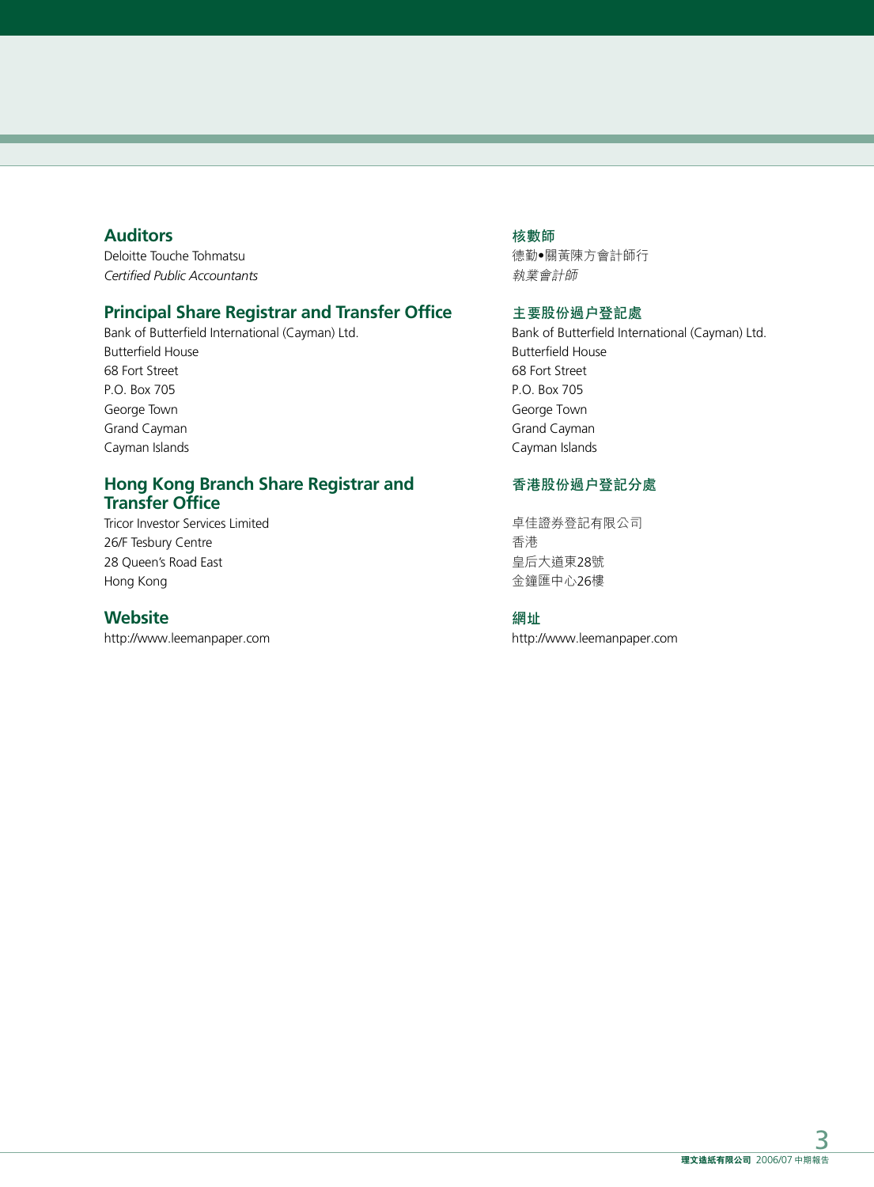## Auditors

Deloitte Touche Tohmatsu
*Certified Public Accountants*

## Principal Share Registrar and Transfer Office

Bank of Butterfield International (Cayman) Ltd.
Butterfield House
68 Fort Street
P.O. Box 705
George Town
Grand Cayman
Cayman Islands

## Hong Kong Branch Share Registrar and Transfer Office

Tricor Investor Services Limited
26/F Tesbury Centre
28 Queen's Road East
Hong Kong

## Website

http://www.leemanpaper.com

## 核數師

德勤•關黃陳方會計師行
*執業會計師*

## 主要股份過户登記處

Bank of Butterfield International (Cayman) Ltd.
Butterfield House
68 Fort Street
P.O. Box 705
George Town
Grand Cayman
Cayman Islands

## 香港股份過户登記分處

卓佳證券登記有限公司
香港
皇后大道東28號
金鐘匯中心26樓

## 網址

http://www.leemanpaper.com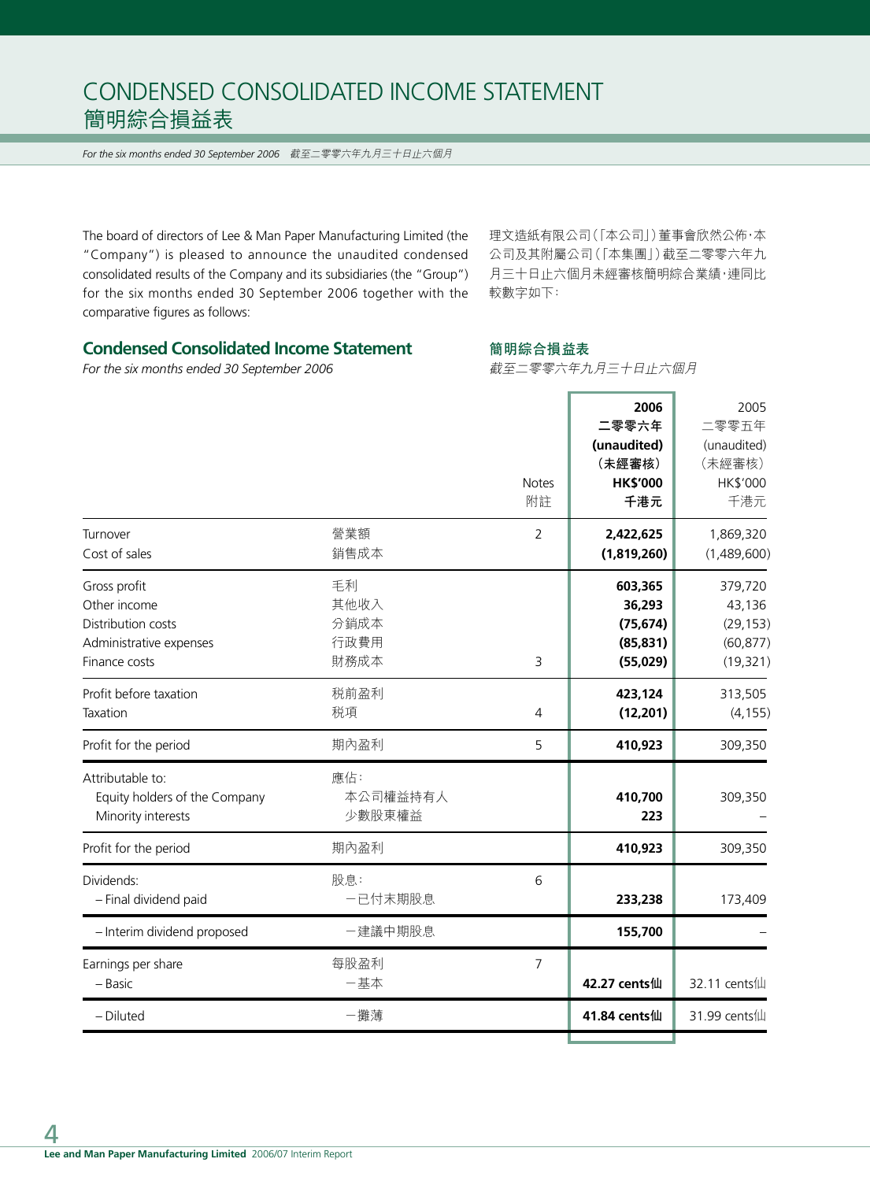# CONDENSED CONSOLIDATED INCOME STATEMENT
# 簡明綜合損益表

*For the six months ended 30 September 2006　截至二零零六年九月三十日止六個月*

The board of directors of Lee & Man Paper Manufacturing Limited (the "Company") is pleased to announce the unaudited condensed consolidated results of the Company and its subsidiaries (the "Group") for the six months ended 30 September 2006 together with the comparative figures as follows:

理文造紙有限公司(「本公司」)董事會欣然公佈,本公司及其附屬公司(「本集團」)截至二零零六年九月三十日止六個月未經審核簡明綜合業績,連同比較數字如下:

## Condensed Consolidated Income Statement
*For the six months ended 30 September 2006*

## 簡明綜合損益表
*截至二零零六年九月三十日止六個月*

| | | Notes 附註 | **2006 二零零六年 (unaudited) (未經審核) HK$'000 千港元** | 2005 二零零五年 (unaudited) (未經審核) HK$'000 千港元 |
|---|---|---|---|---|
| Turnover | 營業額 | 2 | **2,422,625** | 1,869,320 |
| Cost of sales | 銷售成本 | | **(1,819,260)** | (1,489,600) |
| Gross profit | 毛利 | | **603,365** | 379,720 |
| Other income | 其他收入 | | **36,293** | 43,136 |
| Distribution costs | 分銷成本 | | **(75,674)** | (29,153) |
| Administrative expenses | 行政費用 | | **(85,831)** | (60,877) |
| Finance costs | 財務成本 | 3 | **(55,029)** | (19,321) |
| Profit before taxation | 税前盈利 | | **423,124** | 313,505 |
| Taxation | 税項 | 4 | **(12,201)** | (4,155) |
| Profit for the period | 期內盈利 | 5 | **410,923** | 309,350 |
| Attributable to: | 應佔: | | | |
| Equity holders of the Company | 本公司權益持有人 | | **410,700** | 309,350 |
| Minority interests | 少數股東權益 | | **223** | – |
| Profit for the period | 期內盈利 | | **410,923** | 309,350 |
| Dividends: | 股息: | 6 | | |
| – Final dividend paid | 一已付末期股息 | | **233,238** | 173,409 |
| – Interim dividend proposed | 一建議中期股息 | | **155,700** | – |
| Earnings per share | 每股盈利 | 7 | | |
| – Basic | 一基本 | | **42.27 cents仙** | 32.11 cents仙 |
| – Diluted | 一攤薄 | | **41.84 cents仙** | 31.99 cents仙 |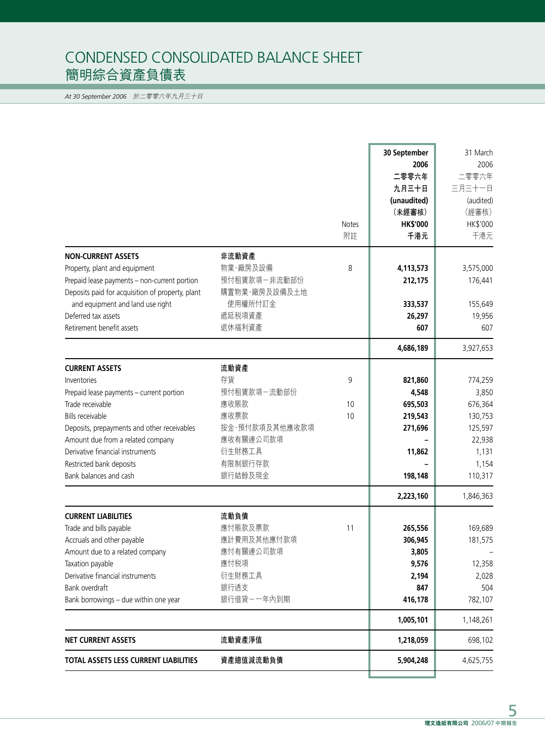# CONDENSED CONSOLIDATED BALANCE SHEET
# 簡明綜合資產負債表

*At 30 September 2006 於二零零六年九月三十日*

| | | Notes 附註 | 30 September 2006 二零零六年九月三十日 (unaudited) (未經審核) HK$'000 千港元 | 31 March 2006 二零零六年三月三十一日 (audited) (經審核) HK$'000 千港元 |
|---|---|---|---|---|
| **NON-CURRENT ASSETS** | **非流動資產** | | | |
| Property, plant and equipment | 物業、廠房及設備 | 8 | **4,113,573** | 3,575,000 |
| Prepaid lease payments – non-current portion | 預付租賃款項－非流動部份 | | **212,175** | 176,441 |
| Deposits paid for acquisition of property, plant and equipment and land use right | 購置物業、廠房及設備及土地使用權所付訂金 | | **333,537** | 155,649 |
| Deferred tax assets | 遞延税項資產 | | **26,297** | 19,956 |
| Retirement benefit assets | 退休福利資產 | | **607** | 607 |
| | | | **4,686,189** | 3,927,653 |
| **CURRENT ASSETS** | **流動資產** | | | |
| Inventories | 存貨 | 9 | **821,860** | 774,259 |
| Prepaid lease payments – current portion | 預付租賃款項－流動部份 | | **4,548** | 3,850 |
| Trade receivable | 應收賬款 | 10 | **695,503** | 676,364 |
| Bills receivable | 應收票款 | 10 | **219,543** | 130,753 |
| Deposits, prepayments and other receivables | 按金、預付款項及其他應收款項 | | **271,696** | 125,597 |
| Amount due from a related company | 應收有關連公司款項 | | **–** | 22,938 |
| Derivative financial instruments | 衍生財務工具 | | **11,862** | 1,131 |
| Restricted bank deposits | 有限制銀行存款 | | **–** | 1,154 |
| Bank balances and cash | 銀行結餘及現金 | | **198,148** | 110,317 |
| | | | **2,223,160** | 1,846,363 |
| **CURRENT LIABILITIES** | **流動負債** | | | |
| Trade and bills payable | 應付賬款及票款 | 11 | **265,556** | 169,689 |
| Accruals and other payable | 應計費用及其他應付款項 | | **306,945** | 181,575 |
| Amount due to a related company | 應付有關連公司款項 | | **3,805** | – |
| Taxation payable | 應付税項 | | **9,576** | 12,358 |
| Derivative financial instruments | 衍生財務工具 | | **2,194** | 2,028 |
| Bank overdraft | 銀行透支 | | **847** | 504 |
| Bank borrowings – due within one year | 銀行借貸－一年內到期 | | **416,178** | 782,107 |
| | | | **1,005,101** | 1,148,261 |
| **NET CURRENT ASSETS** | **流動資產淨值** | | **1,218,059** | 698,102 |
| **TOTAL ASSETS LESS CURRENT LIABILITIES** | **資產總值減流動負債** | | **5,904,248** | 4,625,755 |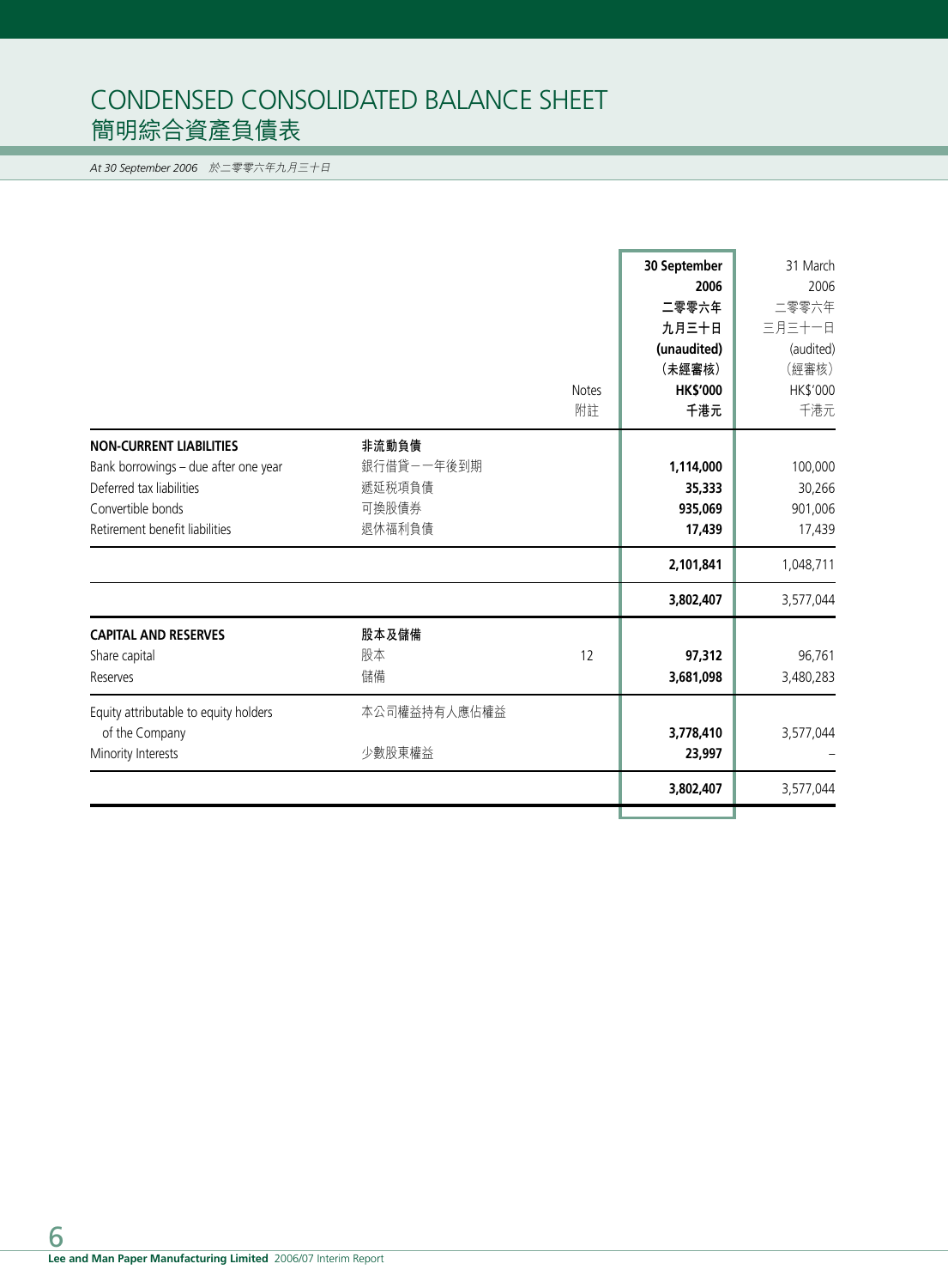# CONDENSED CONSOLIDATED BALANCE SHEET
# 簡明綜合資產負債表

*At 30 September 2006　於二零零六年九月三十日*

| | | Notes 附註 | 30 September 2006 二零零六年九月三十日 (unaudited) (未經審核) HK$'000 千港元 | 31 March 2006 二零零六年三月三十一日 (audited) (經審核) HK$'000 千港元 |
|---|---|---|---|---|
| **NON-CURRENT LIABILITIES** | **非流動負債** | | | |
| Bank borrowings – due after one year | 銀行借貸－一年後到期 | | **1,114,000** | 100,000 |
| Deferred tax liabilities | 遞延稅項負債 | | **35,333** | 30,266 |
| Convertible bonds | 可換股債券 | | **935,069** | 901,006 |
| Retirement benefit liabilities | 退休福利負債 | | **17,439** | 17,439 |
| | | | **2,101,841** | 1,048,711 |
| | | | **3,802,407** | 3,577,044 |
| **CAPITAL AND RESERVES** | **股本及儲備** | | | |
| Share capital | 股本 | 12 | **97,312** | 96,761 |
| Reserves | 儲備 | | **3,681,098** | 3,480,283 |
| Equity attributable to equity holders of the Company | 本公司權益持有人應佔權益 | | **3,778,410** | 3,577,044 |
| Minority Interests | 少數股東權益 | | **23,997** | – |
| | | | **3,802,407** | 3,577,044 |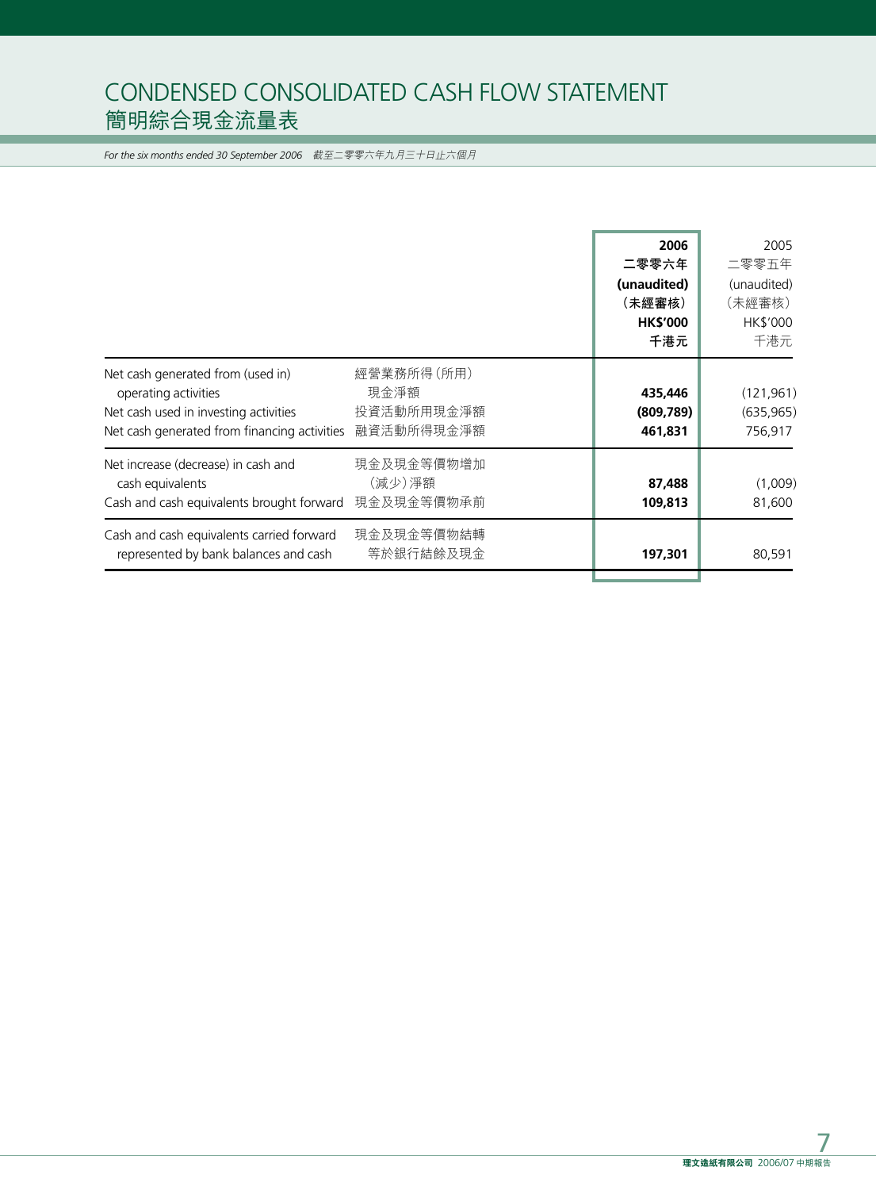# CONDENSED CONSOLIDATED CASH FLOW STATEMENT
# 簡明綜合現金流量表

*For the six months ended 30 September 2006　截至二零零六年九月三十日止六個月*

| | | **2006** <br> **二零零六年** <br> **(unaudited)** <br> **（未經審核）** <br> **HK$'000** <br> **千港元** | 2005 <br> 二零零五年 <br> (unaudited) <br> （未經審核） <br> HK$'000 <br> 千港元 |
|---|---|---|---|
| Net cash generated from (used in) operating activities | 經營業務所得（所用）現金淨額 | **435,446** | (121,961) |
| Net cash used in investing activities | 投資活動所用現金淨額 | **(809,789)** | (635,965) |
| Net cash generated from financing activities | 融資活動所得現金淨額 | **461,831** | 756,917 |
| Net increase (decrease) in cash and cash equivalents | 現金及現金等價物增加（減少）淨額 | **87,488** | (1,009) |
| Cash and cash equivalents brought forward | 現金及現金等價物承前 | **109,813** | 81,600 |
| Cash and cash equivalents carried forward represented by bank balances and cash | 現金及現金等價物結轉等於銀行結餘及現金 | **197,301** | 80,591 |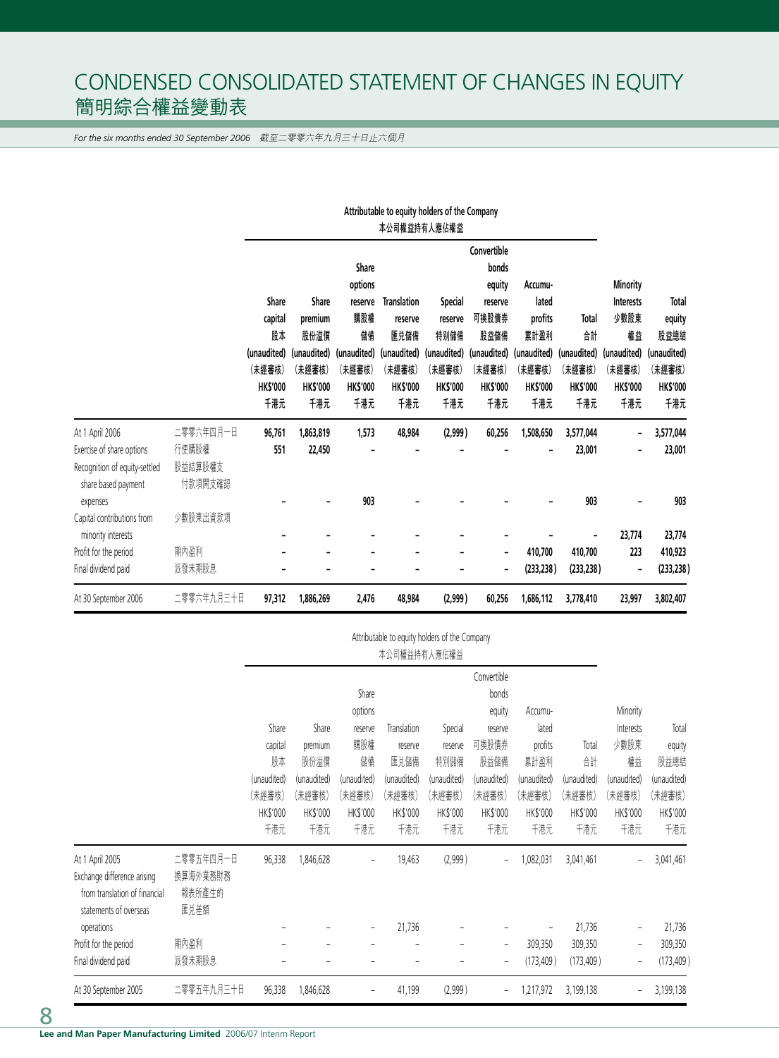# CONDENSED CONSOLIDATED STATEMENT OF CHANGES IN EQUITY
# 簡明綜合權益變動表

*For the six months ended 30 September 2006　截至二零零六年九月三十日止六個月*

| | | Attributable to equity holders of the Company 本公司權益持有人應佔權益 | | | | | | | | | |
|---|---|---|---|---|---|---|---|---|---|---|---|
| | | Share capital 股本 (unaudited) (未經審核) HK$'000 千港元 | Share premium 股份溢價 (unaudited) (未經審核) HK$'000 千港元 | Share options reserve 購股權儲備 (unaudited) (未經審核) HK$'000 千港元 | Translation reserve 匯兌儲備 (unaudited) (未經審核) HK$'000 千港元 | Special reserve 特別儲備 (unaudited) (未經審核) HK$'000 千港元 | Convertible bonds equity reserve 可換股債券股益儲備 (unaudited) (未經審核) HK$'000 千港元 | Accumulated profits 累計盈利 (unaudited) (未經審核) HK$'000 千港元 | Total 合計 (unaudited) (未經審核) HK$'000 千港元 | Minority Interests 少數股東權益 (unaudited) (未經審核) HK$'000 千港元 | Total equity 股益總結 (unaudited) (未經審核) HK$'000 千港元 |
| **At 1 April 2006** | **二零零六年四月一日** | **96,761** | **1,863,819** | **1,573** | **48,984** | **(2,999)** | **60,256** | **1,508,650** | **3,577,044** | **–** | **3,577,044** |
| **Exercise of share options** | **行使購股權** | **551** | **22,450** | **–** | **–** | **–** | **–** | **–** | **23,001** | **–** | **23,001** |
| **Recognition of equity-settled share based payment expenses** | **股益結算股權支付款項開支確認** | **–** | **–** | **903** | **–** | **–** | **–** | **–** | **903** | **–** | **903** |
| **Capital contributions from minority interests** | **少數股東出資款項** | **–** | **–** | **–** | **–** | **–** | **–** | **–** | **–** | **23,774** | **23,774** |
| **Profit for the period** | **期內盈利** | **–** | **–** | **–** | **–** | **–** | **–** | **410,700** | **410,700** | **223** | **410,923** |
| **Final dividend paid** | **派發末期股息** | **–** | **–** | **–** | **–** | **–** | **–** | **(233,238)** | **(233,238)** | **–** | **(233,238)** |
| **At 30 September 2006** | **二零零六年九月三十日** | **97,312** | **1,886,269** | **2,476** | **48,984** | **(2,999)** | **60,256** | **1,686,112** | **3,778,410** | **23,997** | **3,802,407** |

| | | Attributable to equity holders of the Company 本公司權益持有人應佔權益 | | | | | | | | | |
|---|---|---|---|---|---|---|---|---|---|---|---|
| | | Share capital 股本 (unaudited) (未經審核) HK$'000 千港元 | Share premium 股份溢價 (unaudited) (未經審核) HK$'000 千港元 | Share options reserve 購股權儲備 (unaudited) (未經審核) HK$'000 千港元 | Translation reserve 匯兌儲備 (unaudited) (未經審核) HK$'000 千港元 | Special reserve 特別儲備 (unaudited) (未經審核) HK$'000 千港元 | Convertible bonds equity reserve 可換股債券股益儲備 (unaudited) (未經審核) HK$'000 千港元 | Accumulated profits 累計盈利 (unaudited) (未經審核) HK$'000 千港元 | Total 合計 (unaudited) (未經審核) HK$'000 千港元 | Minority Interests 少數股東權益 (unaudited) (未經審核) HK$'000 千港元 | Total equity 股益總結 (unaudited) (未經審核) HK$'000 千港元 |
| At 1 April 2005 | 二零零五年四月一日 | 96,338 | 1,846,628 | – | 19,463 | (2,999) | – | 1,082,031 | 3,041,461 | – | 3,041,461 |
| Exchange difference arising from translation of financial statements of overseas operations | 換算海外業務財務報表所產生的匯兌差額 | – | – | – | 21,736 | – | – | – | 21,736 | – | 21,736 |
| Profit for the period | 期內盈利 | – | – | – | – | – | – | 309,350 | 309,350 | – | 309,350 |
| Final dividend paid | 派發末期股息 | – | – | – | – | – | – | (173,409) | (173,409) | – | (173,409) |
| At 30 September 2005 | 二零零五年九月三十日 | 96,338 | 1,846,628 | – | 41,199 | (2,999) | – | 1,217,972 | 3,199,138 | – | 3,199,138 |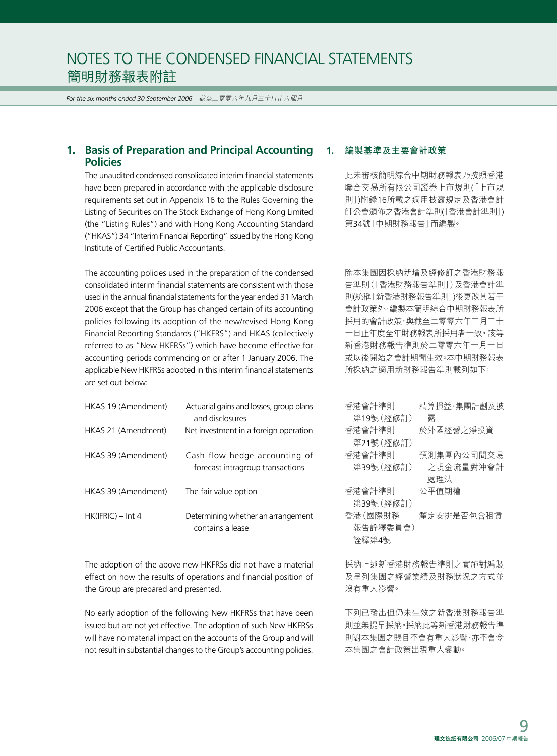# NOTES TO THE CONDENSED FINANCIAL STATEMENTS
# 簡明財務報表附註

*For the six months ended 30 September 2006　截至二零零六年九月三十日止六個月*

## 1. Basis of Preparation and Principal Accounting Policies

The unaudited condensed consolidated interim financial statements have been prepared in accordance with the applicable disclosure requirements set out in Appendix 16 to the Rules Governing the Listing of Securities on The Stock Exchange of Hong Kong Limited (the "Listing Rules") and with Hong Kong Accounting Standard ("HKAS") 34 "Interim Financial Reporting" issued by the Hong Kong Institute of Certified Public Accountants.

The accounting policies used in the preparation of the condensed consolidated interim financial statements are consistent with those used in the annual financial statements for the year ended 31 March 2006 except that the Group has changed certain of its accounting policies following its adoption of the new/revised Hong Kong Financial Reporting Standards ("HKFRS") and HKAS (collectively referred to as "New HKFRSs") which have become effective for accounting periods commencing on or after 1 January 2006. The applicable New HKFRSs adopted in this interim financial statements are set out below:

| | |
|---|---|
| HKAS 19 (Amendment) | Actuarial gains and losses, group plans and disclosures |
| HKAS 21 (Amendment) | Net investment in a foreign operation |
| HKAS 39 (Amendment) | Cash flow hedge accounting of forecast intragroup transactions |
| HKAS 39 (Amendment) | The fair value option |
| HK(IFRIC) – Int 4 | Determining whether an arrangement contains a lease |

The adoption of the above new HKFRSs did not have a material effect on how the results of operations and financial position of the Group are prepared and presented.

No early adoption of the following New HKFRSs that have been issued but are not yet effective. The adoption of such New HKFRSs will have no material impact on the accounts of the Group and will not result in substantial changes to the Group's accounting policies.

## 1. 編製基準及主要會計政策

此未審核簡明綜合中期財務報表乃按照香港聯合交易所有限公司證券上市規則(「上市規則」)附錄16所載之適用披露規定及香港會計師公會頒佈之香港會計準則(「香港會計準則」)第34號「中期財務報告」而編製。

除本集團因採納新增及經修訂之香港財務報告準則(「香港財務報告準則」)及香港會計準則(統稱「新香港財務報告準則」)後更改其若干會計政策外，編製本簡明綜合中期財務報表所採用的會計政策，與截至二零零六年三月三十一日止年度全年財務報表所採用者一致。該等新香港財務報告準則於二零零六年一月一日或以後開始之會計期間生效。本中期財務報表所採納之適用新財務報告準則載列如下：

| | |
|---|---|
| 香港會計準則第19號(經修訂) | 精算損益、集團計劃及披露 |
| 香港會計準則第21號(經修訂) | 於外國經營之淨投資 |
| 香港會計準則第39號(經修訂) | 預測集團內公司間交易之現金流量對沖會計處理法 |
| 香港會計準則第39號(經修訂) | 公平值期權 |
| 香港(國際財務報告詮釋委員會)詮釋第4號 | 釐定安排是否包含租賃 |

採納上述新香港財務報告準則之實施對編製及呈列集團之經營業績及財務狀況之方式並沒有重大影響。

下列已發出但仍未生效之新香港財務報告準則並無提早採納。採納此等新香港財務報告準則對本集團之賬目不會有重大影響，亦不會令本集團之會計政策出現重大變動。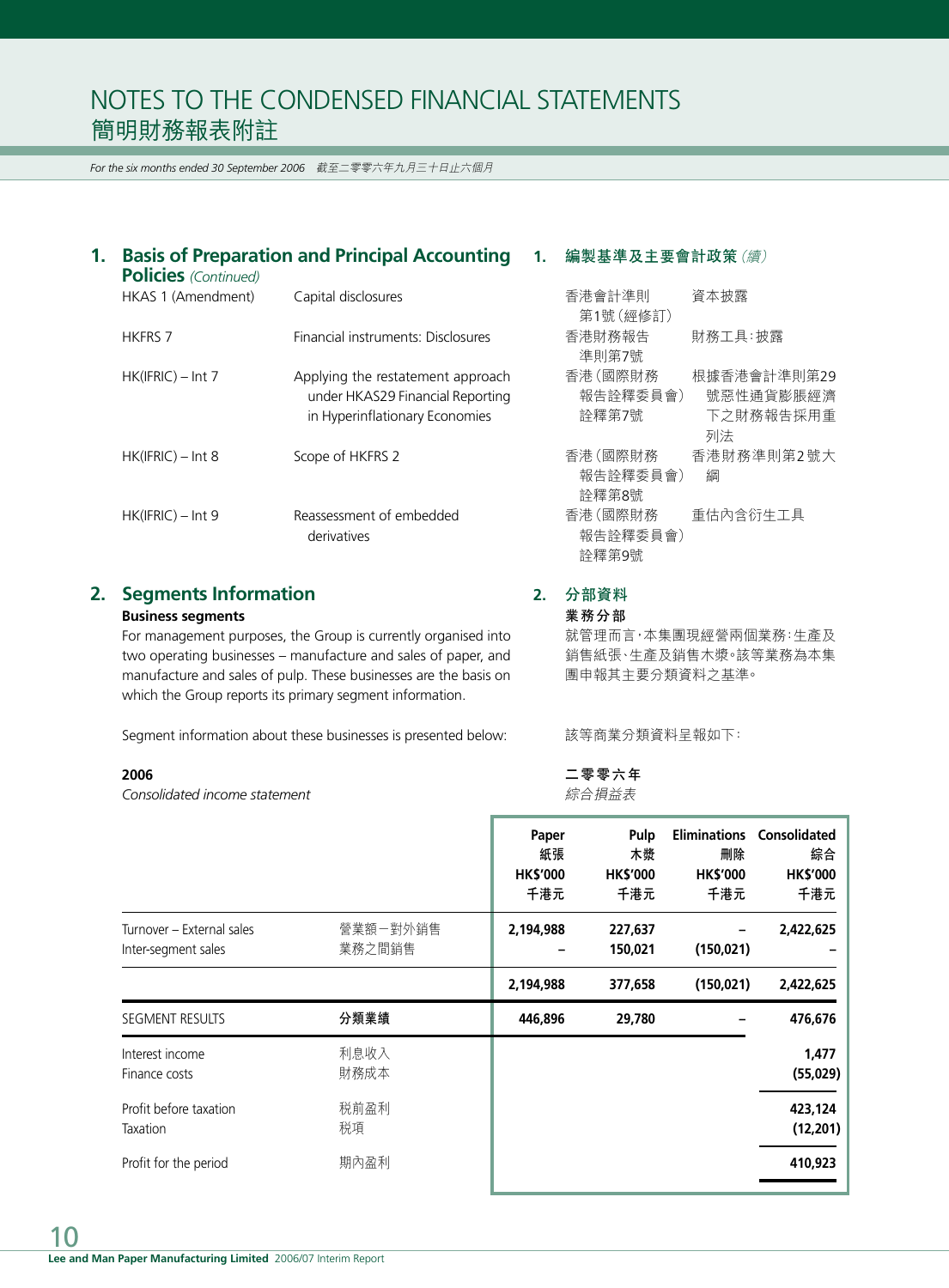# NOTES TO THE CONDENSED FINANCIAL STATEMENTS
# 簡明財務報表附註

*For the six months ended 30 September 2006　截至二零零六年九月三十日止六個月*

## 1. Basis of Preparation and Principal Accounting Policies *(Continued)*

| | |
|---|---|
| HKAS 1 (Amendment) | Capital disclosures |
| HKFRS 7 | Financial instruments: Disclosures |
| HK(IFRIC) – Int 7 | Applying the restatement approach under HKAS29 Financial Reporting in Hyperinflationary Economies |
| HK(IFRIC) – Int 8 | Scope of HKFRS 2 |
| HK(IFRIC) – Int 9 | Reassessment of embedded derivatives |

## 1. 編製基準及主要會計政策 *(續)*

| | |
|---|---|
| 香港會計準則第1號（經修訂） | 資本披露 |
| 香港財務報告準則第7號 | 財務工具：披露 |
| 香港（國際財務報告詮釋委員會）詮釋第7號 | 根據香港會計準則第29號惡性通貨膨脹經濟下之財務報告採用重列法 |
| 香港（國際財務報告詮釋委員會）詮釋第8號 | 香港財務準則第2號大綱 |
| 香港（國際財務報告詮釋委員會）詮釋第9號 | 重估內含衍生工具 |

## 2. Segments Information

**Business segments**

For management purposes, the Group is currently organised into two operating businesses – manufacture and sales of paper, and manufacture and sales of pulp. These businesses are the basis on which the Group reports its primary segment information.

Segment information about these businesses is presented below:

## 2. 分部資料

**業務分部**

就管理而言，本集團現經營兩個業務：生產及銷售紙張、生產及銷售木漿。該等業務為本集團申報其主要分類資料之基準。

該等商業分類資料呈報如下：

**2006**
*Consolidated income statement*

**二零零六年**
*綜合損益表*

| | | Paper 紙張 HK$'000 千港元 | Pulp 木漿 HK$'000 千港元 | Eliminations 刪除 HK$'000 千港元 | Consolidated 綜合 HK$'000 千港元 |
|---|---|---|---|---|---|
| Turnover – External sales | 營業額－對外銷售 | 2,194,988 | 227,637 | – | 2,422,625 |
| Inter-segment sales | 業務之間銷售 | – | 150,021 | (150,021) | – |
| | | 2,194,988 | 377,658 | (150,021) | 2,422,625 |
| SEGMENT RESULTS | 分類業績 | 446,896 | 29,780 | – | 476,676 |
| Interest income | 利息收入 | | | | 1,477 |
| Finance costs | 財務成本 | | | | (55,029) |
| Profit before taxation | 稅前盈利 | | | | 423,124 |
| Taxation | 稅項 | | | | (12,201) |
| Profit for the period | 期內盈利 | | | | 410,923 |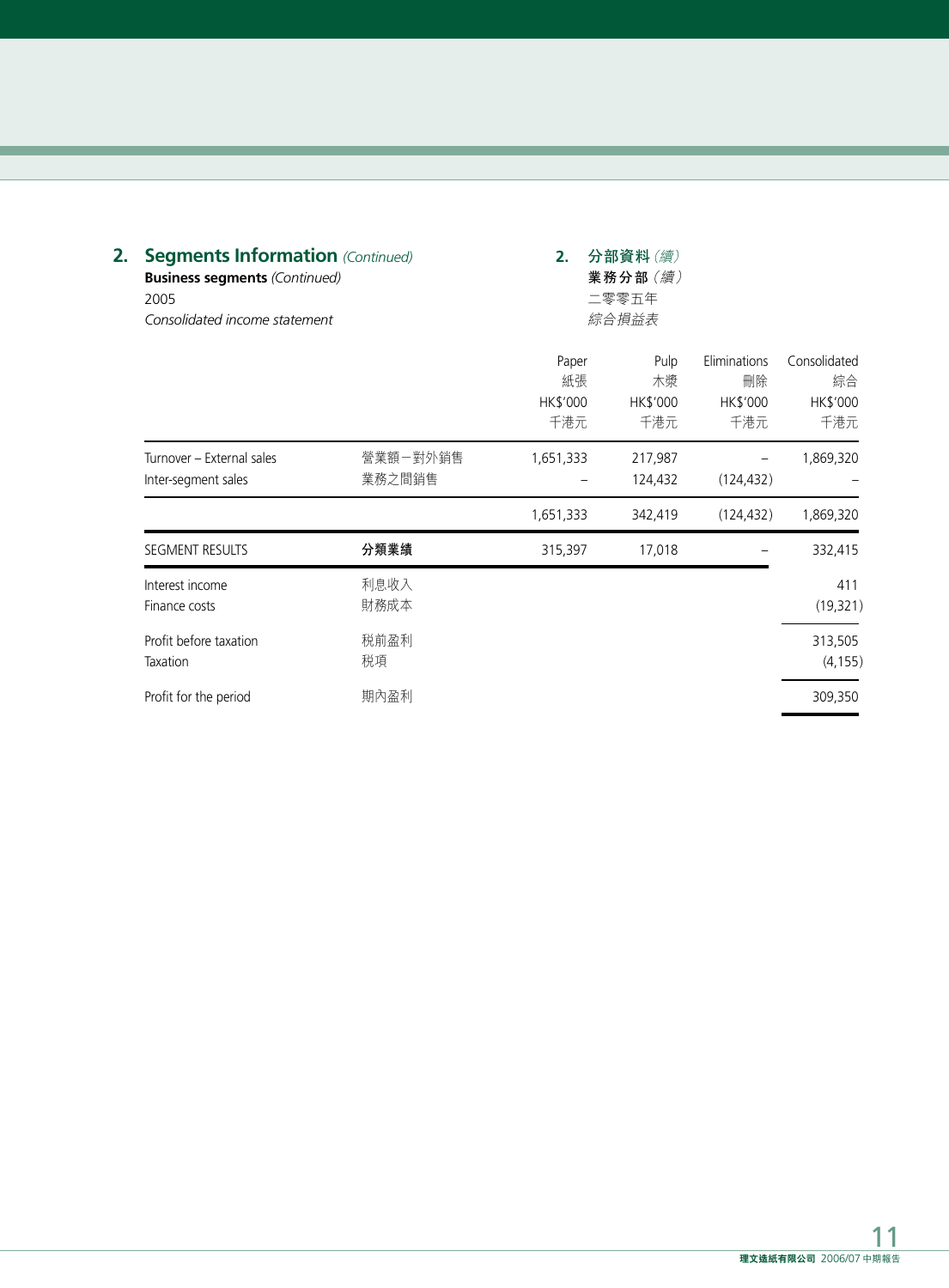## 2. Segments Information *(Continued)*

**Business segments** *(Continued)*

2005

*Consolidated income statement*

## 2. 分部資料*（續）*

**業務分部***（續）*

二零零五年

*綜合損益表*

| | | Paper 紙張 HK$'000 千港元 | Pulp 木漿 HK$'000 千港元 | Eliminations 刪除 HK$'000 千港元 | Consolidated 綜合 HK$'000 千港元 |
|---|---|---|---|---|---|
| Turnover – External sales | 營業額－對外銷售 | 1,651,333 | 217,987 | – | 1,869,320 |
| Inter-segment sales | 業務之間銷售 | – | 124,432 | (124,432) | – |
| | | 1,651,333 | 342,419 | (124,432) | 1,869,320 |
| SEGMENT RESULTS | **分類業績** | 315,397 | 17,018 | – | 332,415 |
| Interest income | 利息收入 | | | | 411 |
| Finance costs | 財務成本 | | | | (19,321) |
| Profit before taxation | 稅前盈利 | | | | 313,505 |
| Taxation | 稅項 | | | | (4,155) |
| Profit for the period | 期內盈利 | | | | 309,350 |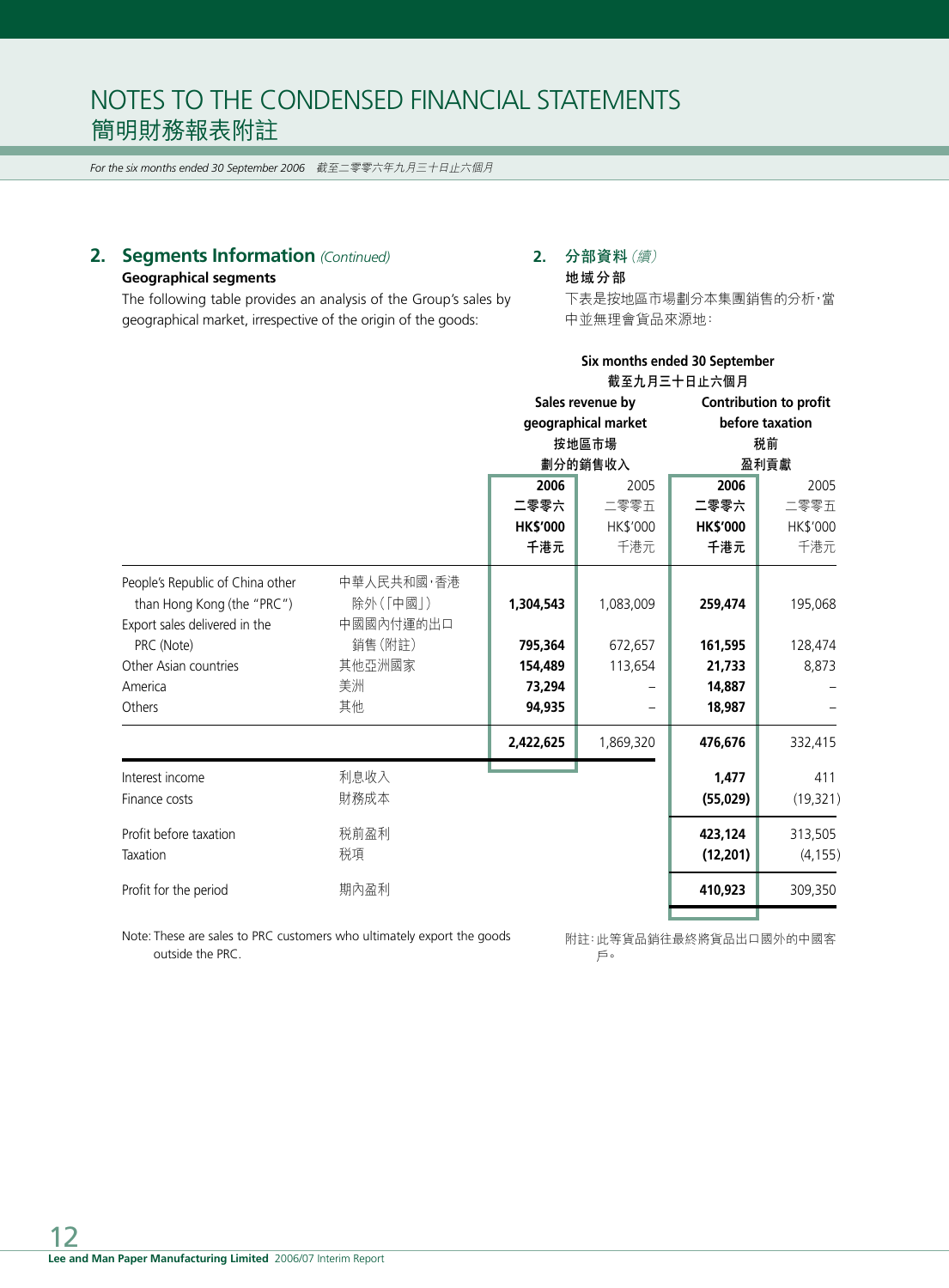# NOTES TO THE CONDENSED FINANCIAL STATEMENTS
# 簡明財務報表附註

*For the six months ended 30 September 2006 截至二零零六年九月三十日止六個月*

## 2. Segments Information *(Continued)*

### Geographical segments

The following table provides an analysis of the Group's sales by geographical market, irrespective of the origin of the goods:

## 2. 分部資料 *(續)*

### 地域分部

下表是按地區市場劃分本集團銷售的分析，當中並無理會貨品來源地：

| | | Six months ended 30 September 截至九月三十日止六個月 | | | |
|---|---|---|---|---|---|
| | | Sales revenue by geographical market 按地區市場劃分的銷售收入 | | Contribution to profit before taxation 税前盈利貢獻 | |
| | | **2006 二零零六 HK$'000 千港元** | 2005 二零零五 HK$'000 千港元 | **2006 二零零六 HK$'000 千港元** | 2005 二零零五 HK$'000 千港元 |
| People's Republic of China other than Hong Kong (the "PRC") | 中華人民共和國，香港除外（「中國」） | **1,304,543** | 1,083,009 | **259,474** | 195,068 |
| Export sales delivered in the PRC (Note) | 中國國內付運的出口銷售（附註） | **795,364** | 672,657 | **161,595** | 128,474 |
| Other Asian countries | 其他亞洲國家 | **154,489** | 113,654 | **21,733** | 8,873 |
| America | 美洲 | **73,294** | – | **14,887** | – |
| Others | 其他 | **94,935** | – | **18,987** | – |
| | | **2,422,625** | 1,869,320 | **476,676** | 332,415 |
| Interest income | 利息收入 | | | **1,477** | 411 |
| Finance costs | 財務成本 | | | **(55,029)** | (19,321) |
| Profit before taxation | 税前盈利 | | | **423,124** | 313,505 |
| Taxation | 税項 | | | **(12,201)** | (4,155) |
| Profit for the period | 期內盈利 | | | **410,923** | 309,350 |

Note: These are sales to PRC customers who ultimately export the goods outside the PRC.

附註：此等貨品銷往最終將貨品出口國外的中國客戶。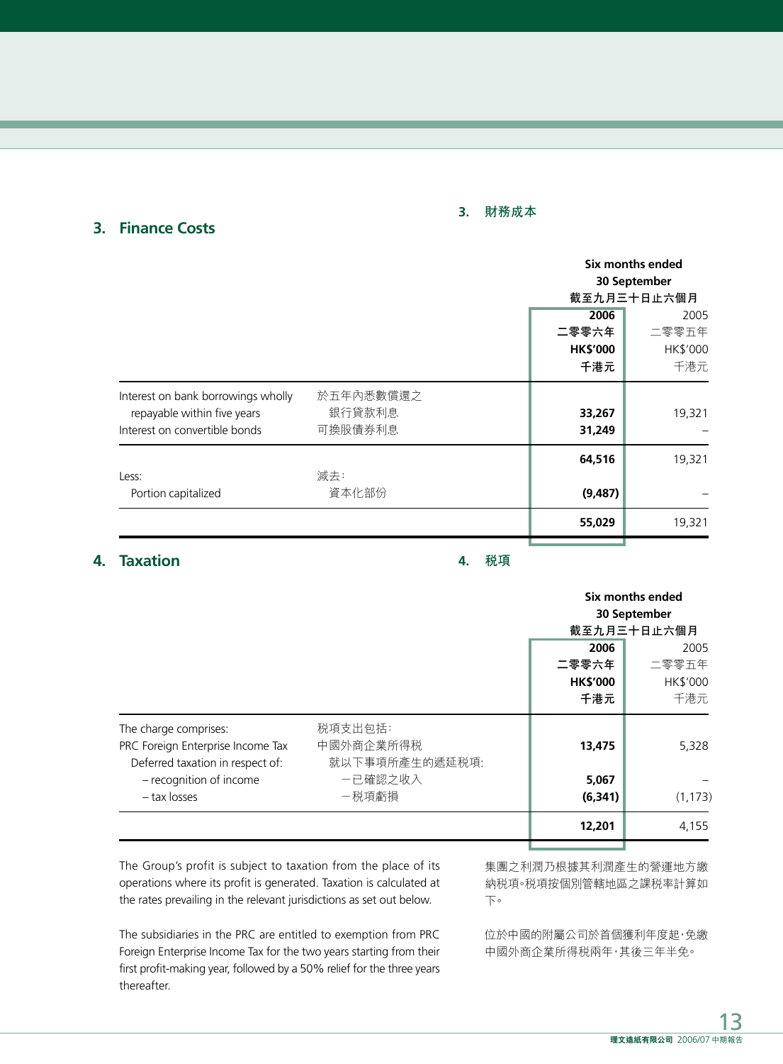## 3. Finance Costs

## 3. 財務成本

| | | Six months ended 30 September 截至九月三十日止六個月 | |
|---|---|---|---|
| | | **2006** **二零零六年** **HK$'000** **千港元** | 2005 二零零五年 HK$'000 千港元 |
| Interest on bank borrowings wholly repayable within five years | 於五年內悉數償還之銀行貸款利息 | **33,267** | 19,321 |
| Interest on convertible bonds | 可換股債券利息 | **31,249** | – |
| | | **64,516** | 19,321 |
| Less: | 減去: | | |
| Portion capitalized | 資本化部份 | **(9,487)** | – |
| | | **55,029** | 19,321 |

## 4. Taxation

## 4. 稅項

| | | Six months ended 30 September 截至九月三十日止六個月 | |
|---|---|---|---|
| | | **2006** **二零零六年** **HK$'000** **千港元** | 2005 二零零五年 HK$'000 千港元 |
| The charge comprises: | 稅項支出包括: | | |
| PRC Foreign Enterprise Income Tax | 中國外商企業所得稅 | **13,475** | 5,328 |
| Deferred taxation in respect of: | 就以下事項所產生的遞延稅項: | | |
| – recognition of income | 一已確認之收入 | **5,067** | – |
| – tax losses | 一稅項虧損 | **(6,341)** | (1,173) |
| | | **12,201** | 4,155 |

The Group's profit is subject to taxation from the place of its operations where its profit is generated. Taxation is calculated at the rates prevailing in the relevant jurisdictions as set out below.

集團之利潤乃根據其利潤產生的營運地方繳納稅項。稅項按個別管轄地區之課稅率計算如下。

The subsidiaries in the PRC are entitled to exemption from PRC Foreign Enterprise Income Tax for the two years starting from their first profit-making year, followed by a 50% relief for the three years thereafter.

位於中國的附屬公司於首個獲利年度起,免繳中國外商企業所得稅兩年,其後三年半免。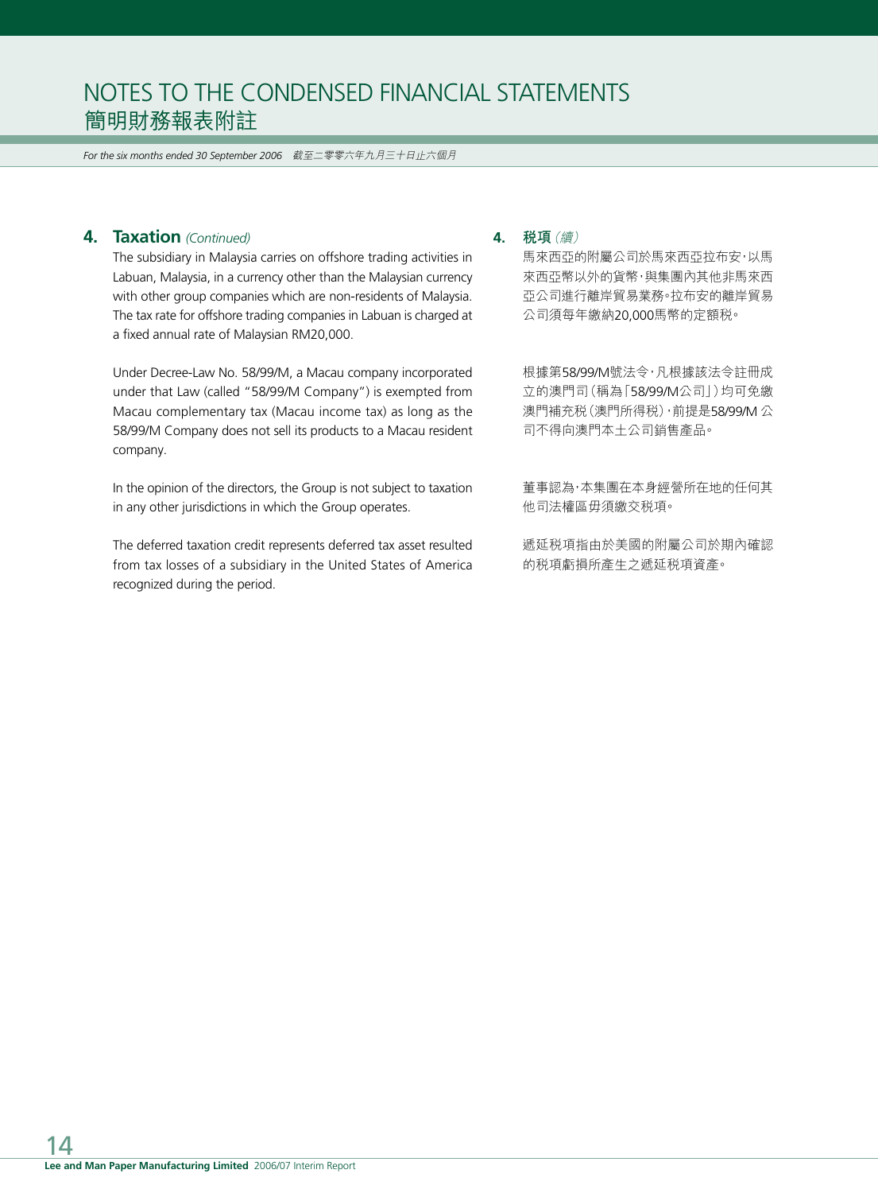# NOTES TO THE CONDENSED FINANCIAL STATEMENTS
# 簡明財務報表附註

*For the six months ended 30 September 2006　截至二零零六年九月三十日止六個月*

## 4. Taxation *(Continued)*

The subsidiary in Malaysia carries on offshore trading activities in Labuan, Malaysia, in a currency other than the Malaysian currency with other group companies which are non-residents of Malaysia. The tax rate for offshore trading companies in Labuan is charged at a fixed annual rate of Malaysian RM20,000.

Under Decree-Law No. 58/99/M, a Macau company incorporated under that Law (called "58/99/M Company") is exempted from Macau complementary tax (Macau income tax) as long as the 58/99/M Company does not sell its products to a Macau resident company.

In the opinion of the directors, the Group is not subject to taxation in any other jurisdictions in which the Group operates.

The deferred taxation credit represents deferred tax asset resulted from tax losses of a subsidiary in the United States of America recognized during the period.

## 4. 稅項 *(續)*

馬來西亞的附屬公司於馬來西亞拉布安，以馬來西亞幣以外的貨幣，與集團內其他非馬來西亞公司進行離岸貿易業務。拉布安的離岸貿易公司須每年繳納20,000馬幣的定額稅。

根據第58/99/M號法令，凡根據該法令註冊成立的澳門司（稱為「58/99/M公司」）均可免繳澳門補充稅（澳門所得稅），前提是58/99/M 公司不得向澳門本土公司銷售產品。

董事認為，本集團在本身經營所在地的任何其他司法權區毋須繳交稅項。

遞延稅項指由於美國的附屬公司於期內確認的稅項虧損所產生之遞延稅項資產。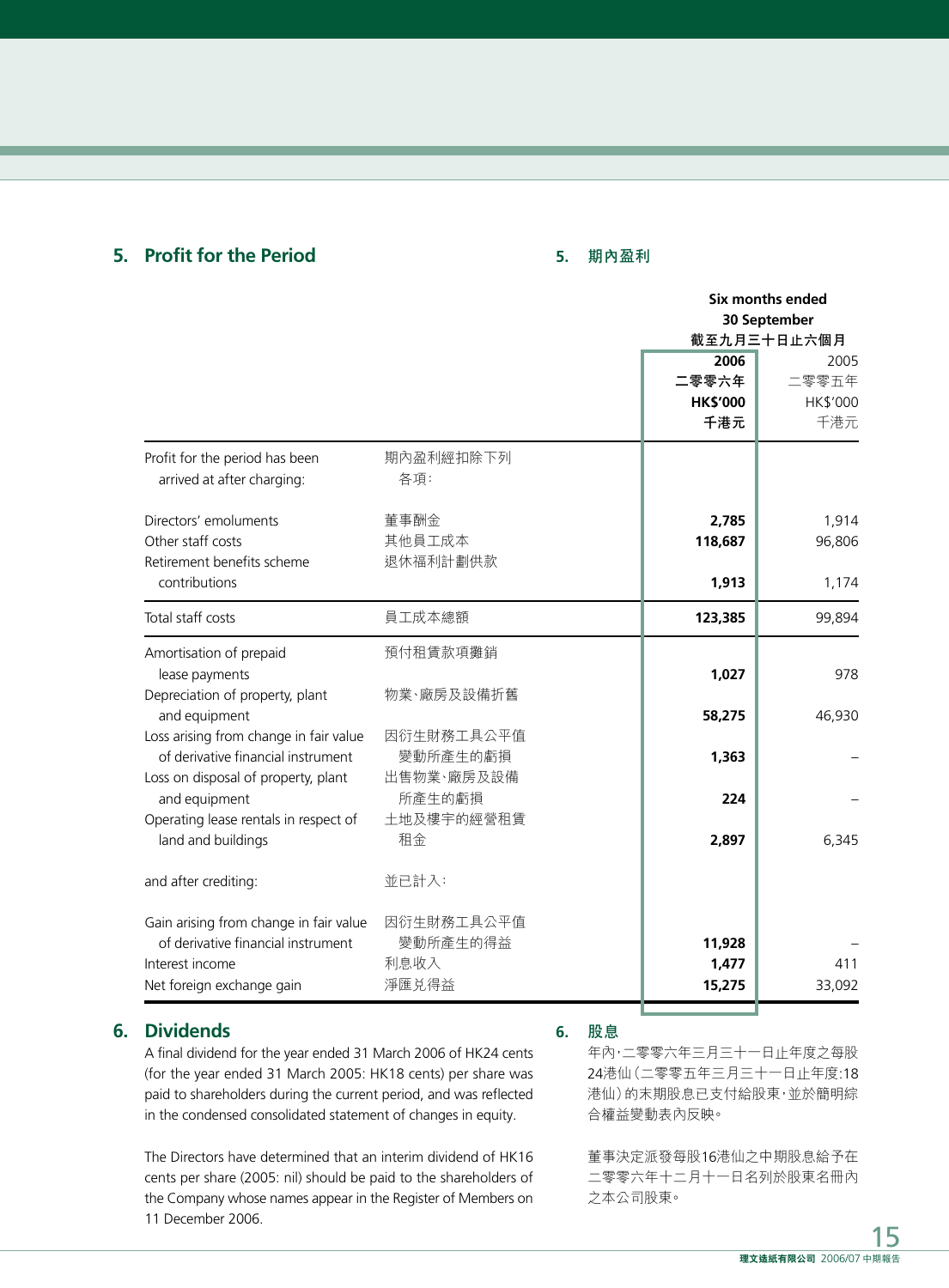## 5. Profit for the Period

## 5. 期內盈利

| | | Six months ended 30 September 截至九月三十日止六個月 | |
|---|---|---|---|
| | | **2006 二零零六年 HK$'000 千港元** | 2005 二零零五年 HK$'000 千港元 |
| Profit for the period has been arrived at after charging: | 期內盈利經扣除下列各項： | | |
| Directors' emoluments | 董事酬金 | **2,785** | 1,914 |
| Other staff costs | 其他員工成本 | **118,687** | 96,806 |
| Retirement benefits scheme contributions | 退休福利計劃供款 | **1,913** | 1,174 |
| Total staff costs | 員工成本總額 | **123,385** | 99,894 |
| Amortisation of prepaid lease payments | 預付租賃款項攤銷 | **1,027** | 978 |
| Depreciation of property, plant and equipment | 物業、廠房及設備折舊 | **58,275** | 46,930 |
| Loss arising from change in fair value of derivative financial instrument | 因衍生財務工具公平值變動所產生的虧損 | **1,363** | – |
| Loss on disposal of property, plant and equipment | 出售物業、廠房及設備所產生的虧損 | **224** | – |
| Operating lease rentals in respect of land and buildings | 土地及樓宇的經營租賃租金 | **2,897** | 6,345 |
| and after crediting: | 並已計入： | | |
| Gain arising from change in fair value of derivative financial instrument | 因衍生財務工具公平值變動所產生的得益 | **11,928** | – |
| Interest income | 利息收入 | **1,477** | 411 |
| Net foreign exchange gain | 淨匯兌得益 | **15,275** | 33,092 |

## 6. Dividends

A final dividend for the year ended 31 March 2006 of HK24 cents (for the year ended 31 March 2005: HK18 cents) per share was paid to shareholders during the current period, and was reflected in the condensed consolidated statement of changes in equity.

The Directors have determined that an interim dividend of HK16 cents per share (2005: nil) should be paid to the shareholders of the Company whose names appear in the Register of Members on 11 December 2006.

## 6. 股息

年內，二零零六年三月三十一日止年度之每股24港仙（二零零五年三月三十一日止年度:18港仙）的末期股息已支付給股東，並於簡明綜合權益變動表內反映。

董事決定派發每股16港仙之中期股息給予在二零零六年十二月十一日名列於股東名冊內之本公司股東。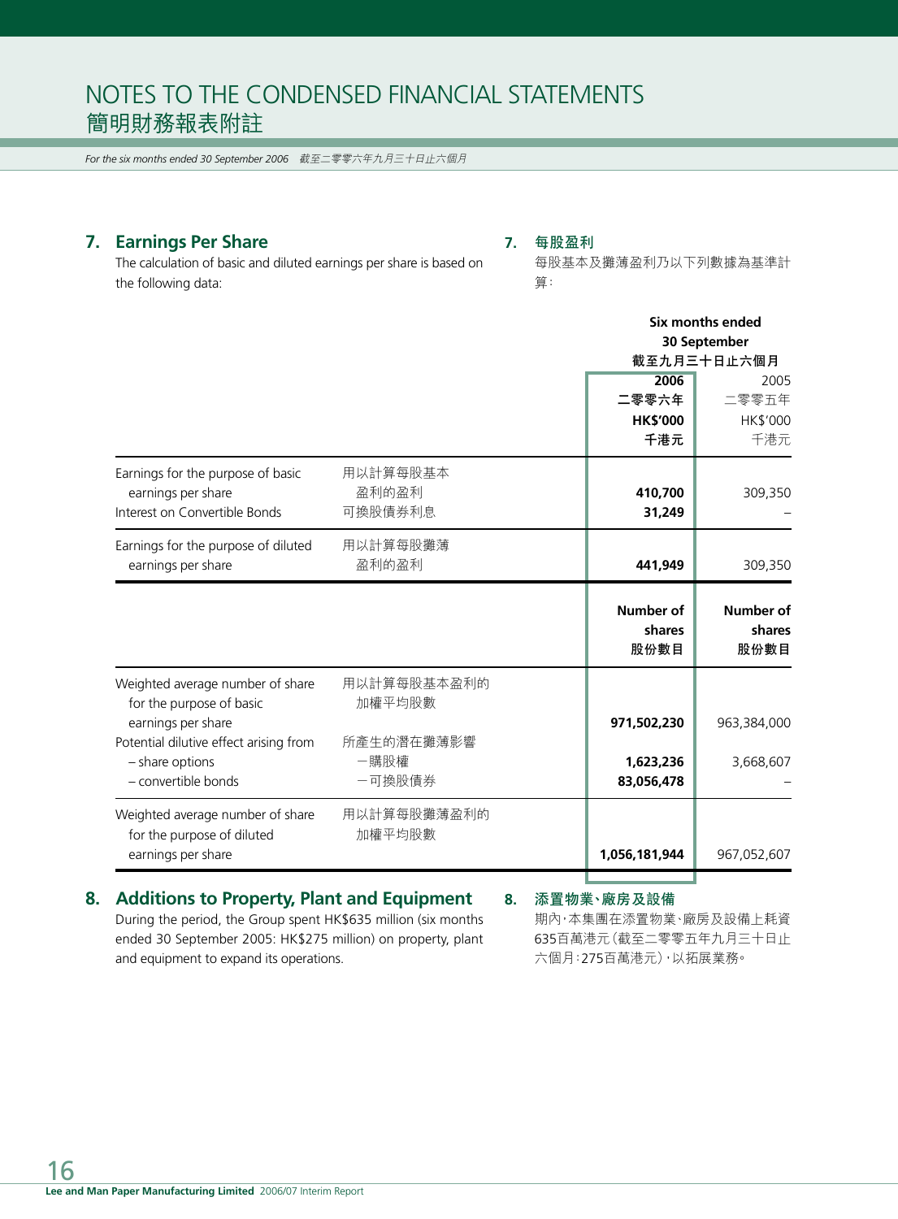# NOTES TO THE CONDENSED FINANCIAL STATEMENTS
# 簡明財務報表附註

*For the six months ended 30 September 2006 截至二零零六年九月三十日止六個月*

## 7. Earnings Per Share

The calculation of basic and diluted earnings per share is based on the following data:

## 7. 每股盈利

每股基本及攤薄盈利乃以下列數據為基準計算：

| | | Six months ended 30 September 截至九月三十日止六個月 | |
|---|---|---|---|
| | | **2006 二零零六年 HK$'000 千港元** | 2005 二零零五年 HK$'000 千港元 |
| Earnings for the purpose of basic earnings per share | 用以計算每股基本盈利的盈利 | **410,700** | 309,350 |
| Interest on Convertible Bonds | 可換股債券利息 | **31,249** | – |
| Earnings for the purpose of diluted earnings per share | 用以計算每股攤薄盈利的盈利 | **441,949** | 309,350 |
| | | **Number of shares 股份數目** | **Number of shares 股份數目** |
| Weighted average number of share for the purpose of basic earnings per share | 用以計算每股基本盈利的加權平均股數 | **971,502,230** | 963,384,000 |
| Potential dilutive effect arising from | 所產生的潛在攤薄影響 | | |
| – share options | －購股權 | **1,623,236** | 3,668,607 |
| – convertible bonds | －可換股債券 | **83,056,478** | – |
| Weighted average number of share for the purpose of diluted earnings per share | 用以計算每股攤薄盈利的加權平均股數 | **1,056,181,944** | 967,052,607 |

## 8. Additions to Property, Plant and Equipment

During the period, the Group spent HK$635 million (six months ended 30 September 2005: HK$275 million) on property, plant and equipment to expand its operations.

## 8. 添置物業、廠房及設備

期內，本集團在添置物業、廠房及設備上耗資635百萬港元（截至二零零五年九月三十日止六個月：275百萬港元），以拓展業務。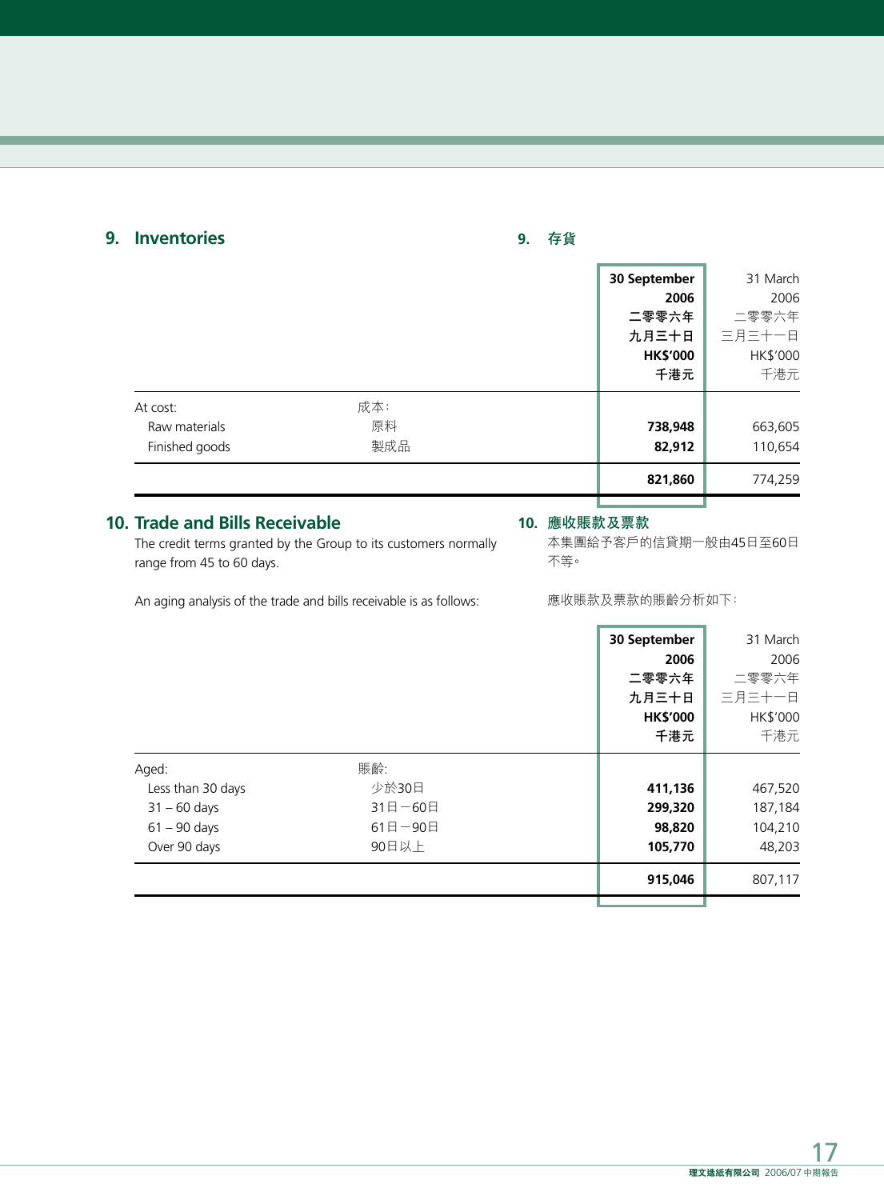## 9. Inventories

## 9. 存貨

| | | 30 September 2006 二零零六年 九月三十日 HK$'000 千港元 | 31 March 2006 二零零六年 三月三十一日 HK$'000 千港元 |
|---|---|---|---|
| At cost: | 成本： | | |
| Raw materials | 原料 | **738,948** | 663,605 |
| Finished goods | 製成品 | **82,912** | 110,654 |
| | | **821,860** | 774,259 |

## 10. Trade and Bills Receivable

The credit terms granted by the Group to its customers normally range from 45 to 60 days.

An aging analysis of the trade and bills receivable is as follows:

## 10. 應收賬款及票款

本集團給予客戶的信貸期一般由45日至60日不等。

應收賬款及票款的賬齡分析如下：

| | | 30 September 2006 二零零六年 九月三十日 HK$'000 千港元 | 31 March 2006 二零零六年 三月三十一日 HK$'000 千港元 |
|---|---|---|---|
| Aged: | 賬齡： | | |
| Less than 30 days | 少於30日 | **411,136** | 467,520 |
| 31 – 60 days | 31日－60日 | **299,320** | 187,184 |
| 61 – 90 days | 61日－90日 | **98,820** | 104,210 |
| Over 90 days | 90日以上 | **105,770** | 48,203 |
| | | **915,046** | 807,117 |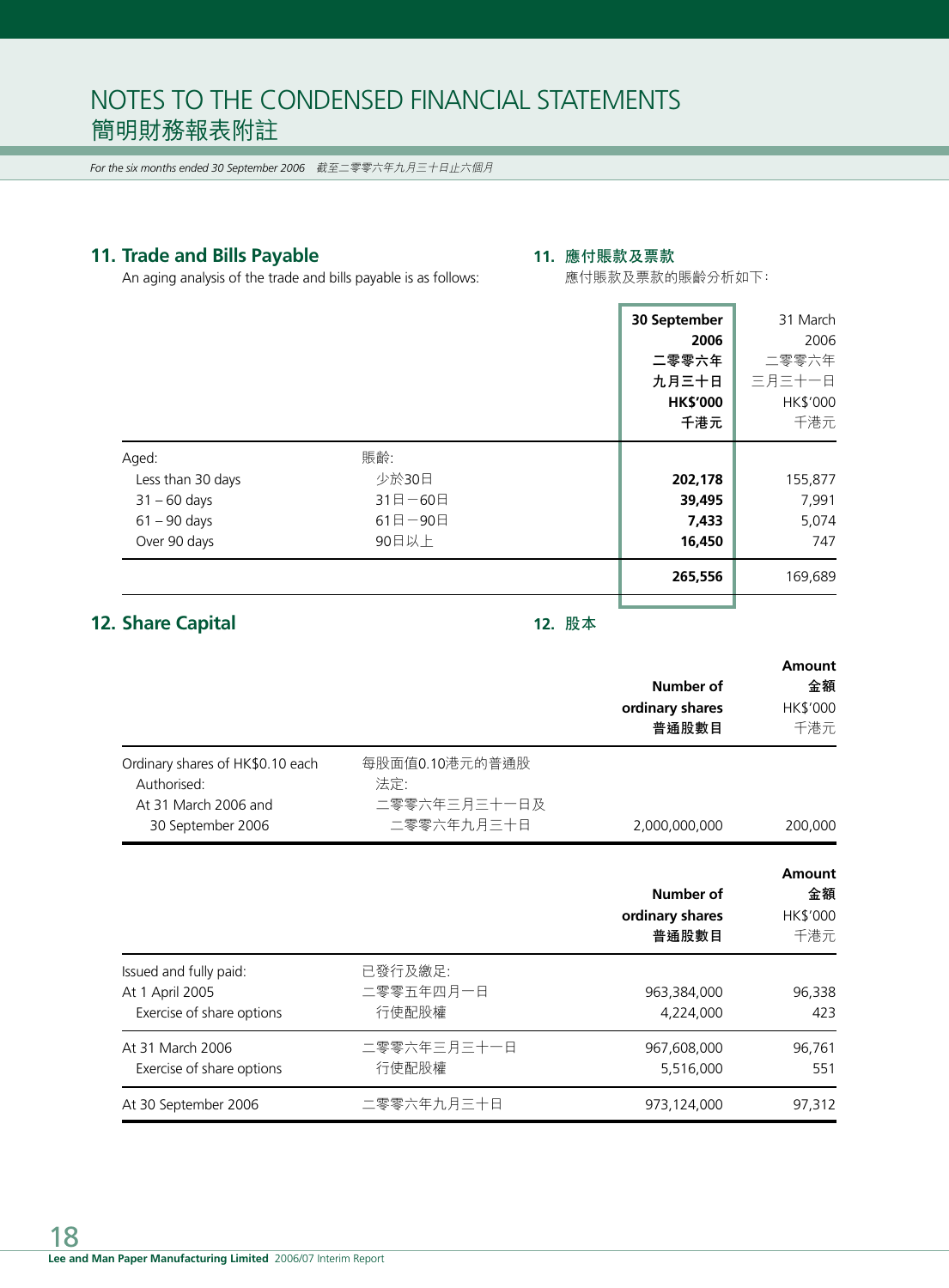# NOTES TO THE CONDENSED FINANCIAL STATEMENTS
# 簡明財務報表附註

*For the six months ended 30 September 2006　截至二零零六年九月三十日止六個月*

## 11. Trade and Bills Payable

An aging analysis of the trade and bills payable is as follows:

## 11. 應付賬款及票款

應付賬款及票款的賬齡分析如下：

| | | **30 September 2006 二零零六年九月三十日 HK$'000 千港元** | 31 March 2006 二零零六年三月三十一日 HK$'000 千港元 |
|---|---|---|---|
| Aged: | 賬齡: | | |
| Less than 30 days | 少於30日 | **202,178** | 155,877 |
| 31 – 60 days | 31日－60日 | **39,495** | 7,991 |
| 61 – 90 days | 61日－90日 | **7,433** | 5,074 |
| Over 90 days | 90日以上 | **16,450** | 747 |
| | | **265,556** | 169,689 |

## 12. Share Capital

## 12. 股本

| | | **Number of ordinary shares 普通股數目** | **Amount 金額** HK$'000 千港元 |
|---|---|---|---|
| Ordinary shares of HK$0.10 each | 每股面值0.10港元的普通股 | | |
| Authorised: | 法定: | | |
| At 31 March 2006 and 30 September 2006 | 二零零六年三月三十一日及二零零六年九月三十日 | 2,000,000,000 | 200,000 |

| | | **Number of ordinary shares 普通股數目** | **Amount 金額** HK$'000 千港元 |
|---|---|---|---|
| Issued and fully paid: | 已發行及繳足: | | |
| At 1 April 2005 | 二零零五年四月一日 | 963,384,000 | 96,338 |
| Exercise of share options | 行使配股權 | 4,224,000 | 423 |
| At 31 March 2006 | 二零零六年三月三十一日 | 967,608,000 | 96,761 |
| Exercise of share options | 行使配股權 | 5,516,000 | 551 |
| At 30 September 2006 | 二零零六年九月三十日 | 973,124,000 | 97,312 |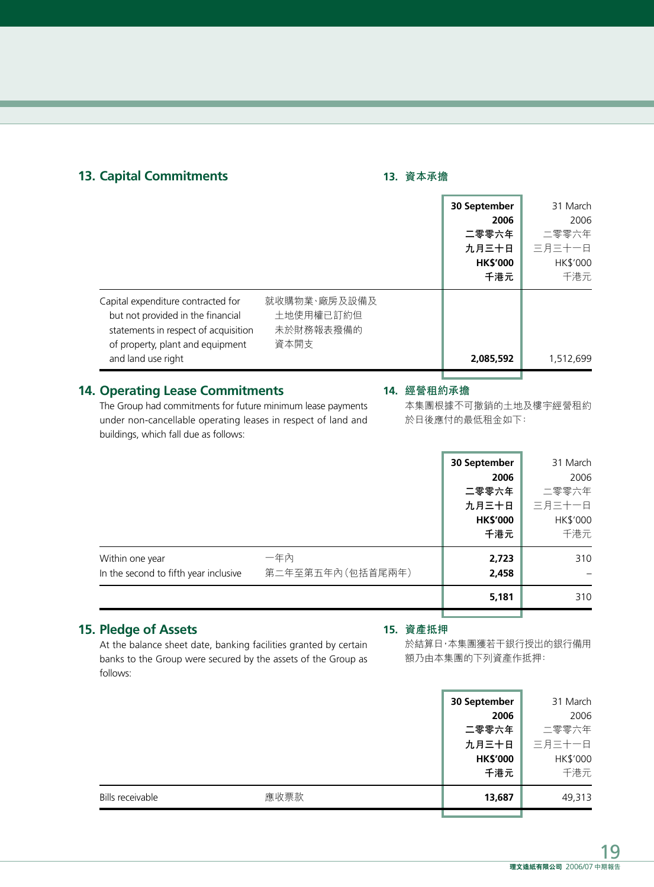## 13. Capital Commitments

## 13. 資本承擔

| | | 30 September 2006 二零零六年九月三十日 HK$'000 千港元 | 31 March 2006 二零零六年三月三十一日 HK$'000 千港元 |
|---|---|---|---|
| Capital expenditure contracted for but not provided in the financial statements in respect of acquisition of property, plant and equipment and land use right | 就收購物業、廠房及設備及土地使用權已訂約但未於財務報表撥備的資本開支 | **2,085,592** | 1,512,699 |

## 14. Operating Lease Commitments

The Group had commitments for future minimum lease payments under non-cancellable operating leases in respect of land and buildings, which fall due as follows:

## 14. 經營租約承擔

本集團根據不可撤銷的土地及樓宇經營租約於日後應付的最低租金如下：

| | | 30 September 2006 二零零六年九月三十日 HK$'000 千港元 | 31 March 2006 二零零六年三月三十一日 HK$'000 千港元 |
|---|---|---|---|
| Within one year | 一年內 | **2,723** | 310 |
| In the second to fifth year inclusive | 第二年至第五年內（包括首尾兩年） | **2,458** | – |
| | | **5,181** | 310 |

## 15. Pledge of Assets

At the balance sheet date, banking facilities granted by certain banks to the Group were secured by the assets of the Group as follows:

## 15. 資產抵押

於結算日，本集團獲若干銀行授出的銀行備用額乃由本集團的下列資產作抵押：

| | | 30 September 2006 二零零六年九月三十日 HK$'000 千港元 | 31 March 2006 二零零六年三月三十一日 HK$'000 千港元 |
|---|---|---|---|
| Bills receivable | 應收票款 | **13,687** | 49,313 |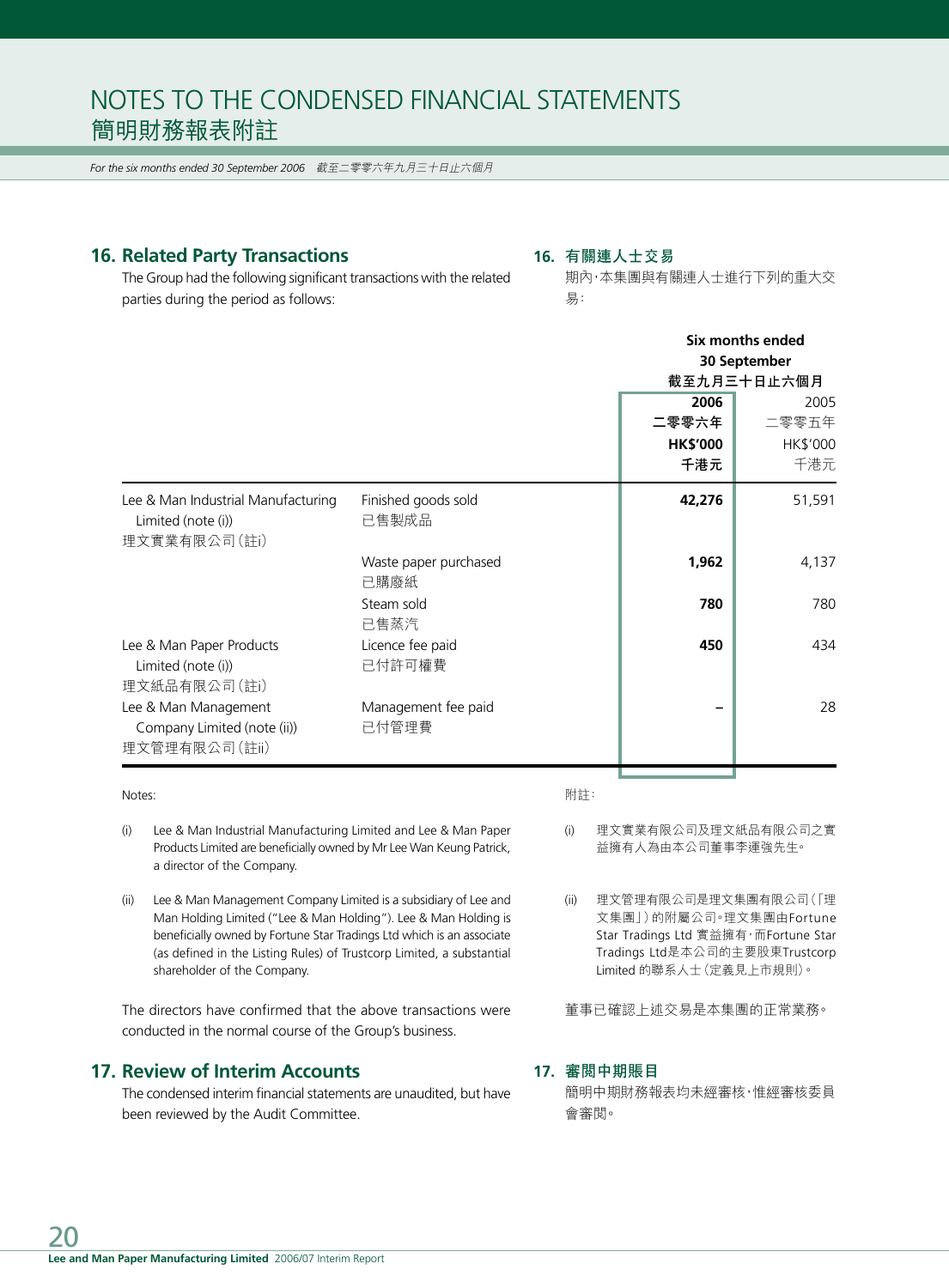# NOTES TO THE CONDENSED FINANCIAL STATEMENTS
# 簡明財務報表附註

*For the six months ended 30 September 2006 截至二零零六年九月三十日止六個月*

## 16. Related Party Transactions

The Group had the following significant transactions with the related parties during the period as follows:

## 16. 有關連人士交易

期內，本集團與有關連人士進行下列的重大交易：

| | | Six months ended 30 September 截至九月三十日止六個月 | |
|---|---|---|---|
| | | **2006 二零零六年 HK$'000 千港元** | 2005 二零零五年 HK$'000 千港元 |
| Lee & Man Industrial Manufacturing Limited (note (i)) 理文實業有限公司(註i) | Finished goods sold 已售製成品 | **42,276** | 51,591 |
| | Waste paper purchased 已購廢紙 | **1,962** | 4,137 |
| | Steam sold 已售蒸汽 | **780** | 780 |
| Lee & Man Paper Products Limited (note (i)) 理文紙品有限公司(註i) | Licence fee paid 已付許可權費 | **450** | 434 |
| Lee & Man Management Company Limited (note (ii)) 理文管理有限公司(註ii) | Management fee paid 已付管理費 | **–** | 28 |

Notes:

(i) Lee & Man Industrial Manufacturing Limited and Lee & Man Paper Products Limited are beneficially owned by Mr Lee Wan Keung Patrick, a director of the Company.

(ii) Lee & Man Management Company Limited is a subsidiary of Lee and Man Holding Limited ("Lee & Man Holding"). Lee & Man Holding is beneficially owned by Fortune Star Tradings Ltd which is an associate (as defined in the Listing Rules) of Trustcorp Limited, a substantial shareholder of the Company.

The directors have confirmed that the above transactions were conducted in the normal course of the Group's business.

附註：

(i) 理文實業有限公司及理文紙品有限公司之實益擁有人為由本公司董事李運強先生。

(ii) 理文管理有限公司是理文集團有限公司(「理文集團」)的附屬公司。理文集團由Fortune Star Tradings Ltd 實益擁有，而Fortune Star Tradings Ltd是本公司的主要股東Trustcorp Limited 的聯系人士(定義見上市規則)。

董事已確認上述交易是本集團的正常業務。

## 17. Review of Interim Accounts

The condensed interim financial statements are unaudited, but have been reviewed by the Audit Committee.

## 17. 審閱中期賬目

簡明中期財務報表均未經審核，惟經審核委員會審閱。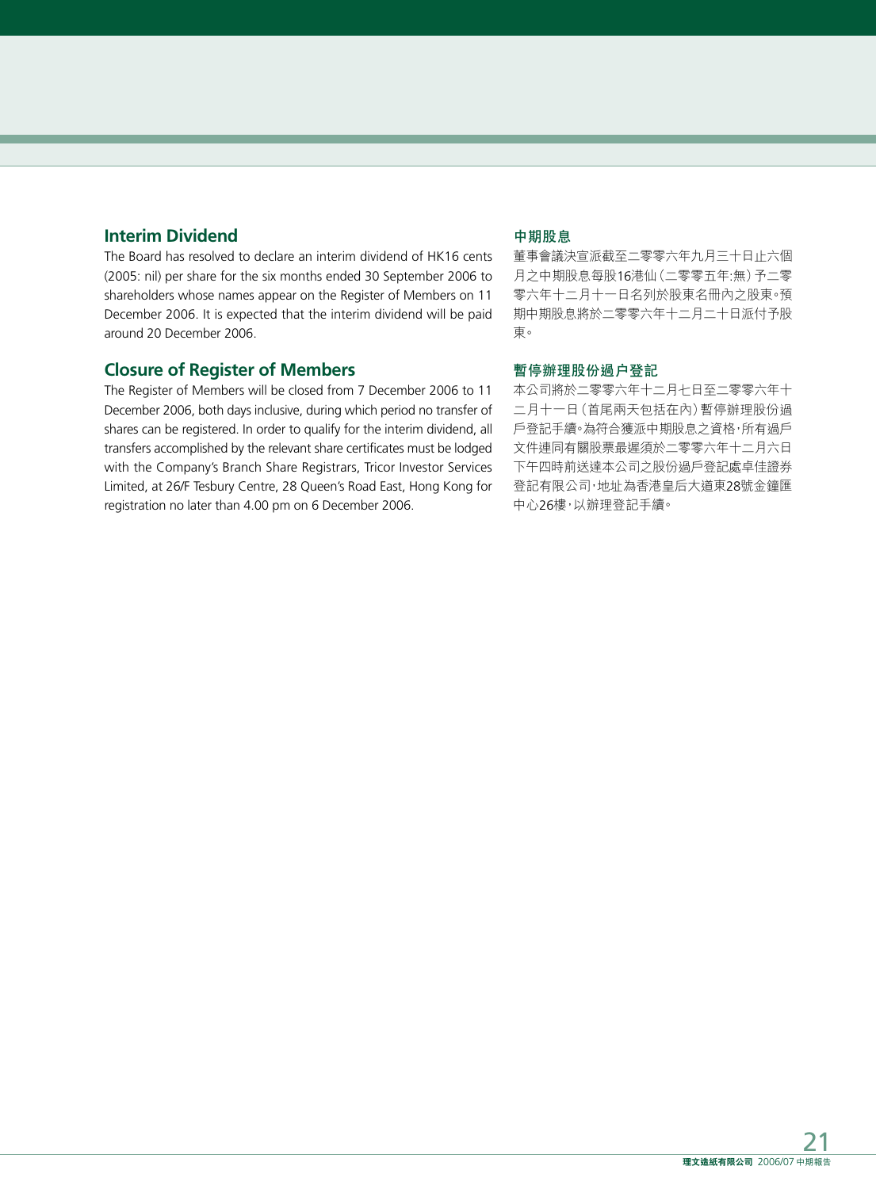## Interim Dividend

The Board has resolved to declare an interim dividend of HK16 cents (2005: nil) per share for the six months ended 30 September 2006 to shareholders whose names appear on the Register of Members on 11 December 2006. It is expected that the interim dividend will be paid around 20 December 2006.

## Closure of Register of Members

The Register of Members will be closed from 7 December 2006 to 11 December 2006, both days inclusive, during which period no transfer of shares can be registered. In order to qualify for the interim dividend, all transfers accomplished by the relevant share certificates must be lodged with the Company's Branch Share Registrars, Tricor Investor Services Limited, at 26/F Tesbury Centre, 28 Queen's Road East, Hong Kong for registration no later than 4.00 pm on 6 December 2006.

## 中期股息

董事會議決宣派截至二零零六年九月三十日止六個月之中期股息每股16港仙（二零零五年:無）予二零零六年十二月十一日名列於股東名冊內之股東。預期中期股息將於二零零六年十二月二十日派付予股東。

## 暫停辦理股份過户登記

本公司將於二零零六年十二月七日至二零零六年十二月十一日（首尾兩天包括在內）暫停辦理股份過戶登記手續。為符合獲派中期股息之資格，所有過戶文件連同有關股票最遲須於二零零六年十二月六日下午四時前送達本公司之股份過戶登記處卓佳證券登記有限公司，地址為香港皇后大道東28號金鐘匯中心26樓，以辦理登記手續。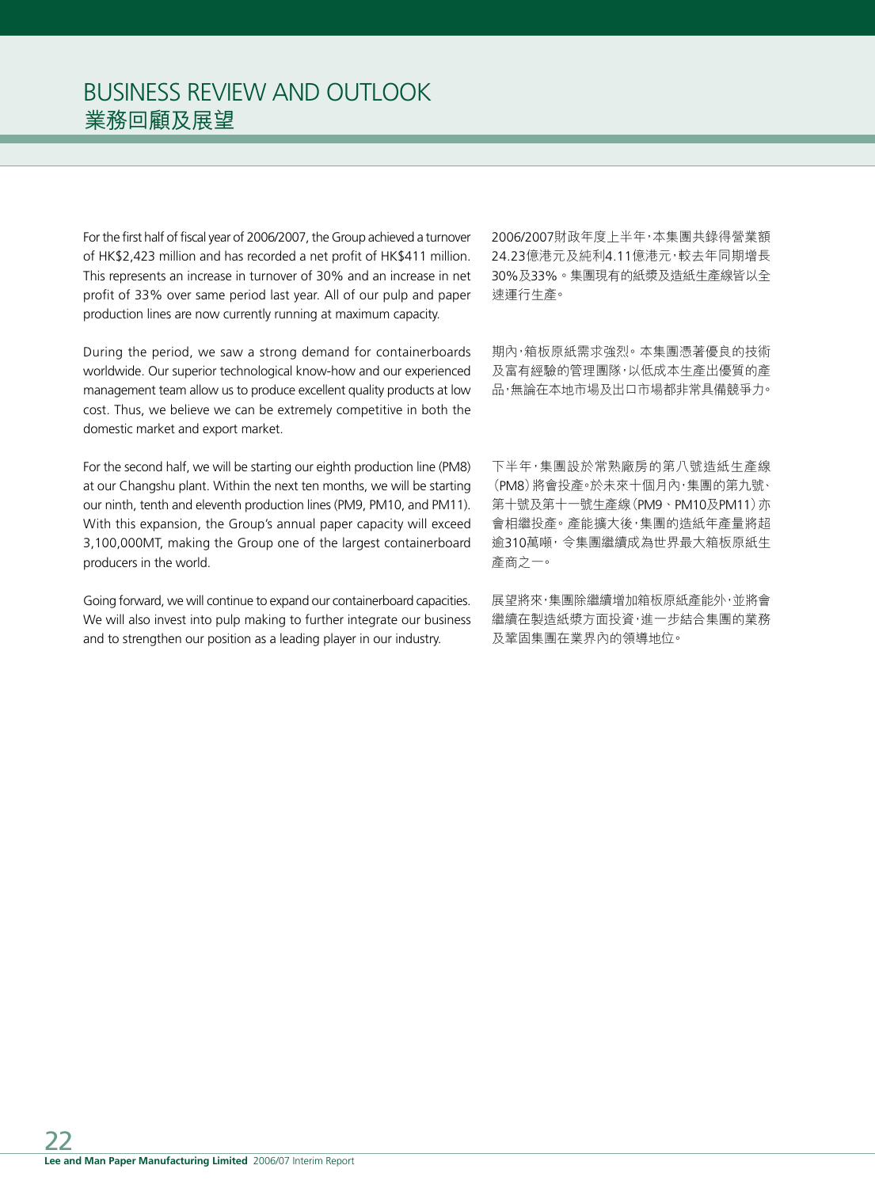# BUSINESS REVIEW AND OUTLOOK
# 業務回顧及展望

For the first half of fiscal year of 2006/2007, the Group achieved a turnover of HK$2,423 million and has recorded a net profit of HK$411 million. This represents an increase in turnover of 30% and an increase in net profit of 33% over same period last year. All of our pulp and paper production lines are now currently running at maximum capacity.

2006/2007財政年度上半年，本集團共錄得營業額24.23億港元及純利4.11億港元，較去年同期增長30%及33%。集團現有的紙漿及造紙生產線皆以全速運行生產。

During the period, we saw a strong demand for containerboards worldwide. Our superior technological know-how and our experienced management team allow us to produce excellent quality products at low cost. Thus, we believe we can be extremely competitive in both the domestic market and export market.

期內，箱板原紙需求強烈。本集團憑著優良的技術及富有經驗的管理團隊，以低成本生產出優質的產品，無論在本地市場及出口市場都非常具備競爭力。

For the second half, we will be starting our eighth production line (PM8) at our Changshu plant. Within the next ten months, we will be starting our ninth, tenth and eleventh production lines (PM9, PM10, and PM11). With this expansion, the Group's annual paper capacity will exceed 3,100,000MT, making the Group one of the largest containerboard producers in the world.

下半年，集團設於常熟廠房的第八號造紙生產線（PM8）將會投產。於未來十個月內，集團的第九號、第十號及第十一號生產線（PM9、PM10及PM11）亦會相繼投產。產能擴大後，集團的造紙年產量將超逾310萬噸，令集團繼續成為世界最大箱板原紙生產商之一。

Going forward, we will continue to expand our containerboard capacities. We will also invest into pulp making to further integrate our business and to strengthen our position as a leading player in our industry.

展望將來，集團除繼續增加箱板原紙產能外，並將會繼續在製造紙漿方面投資，進一步結合集團的業務及鞏固集團在業界內的領導地位。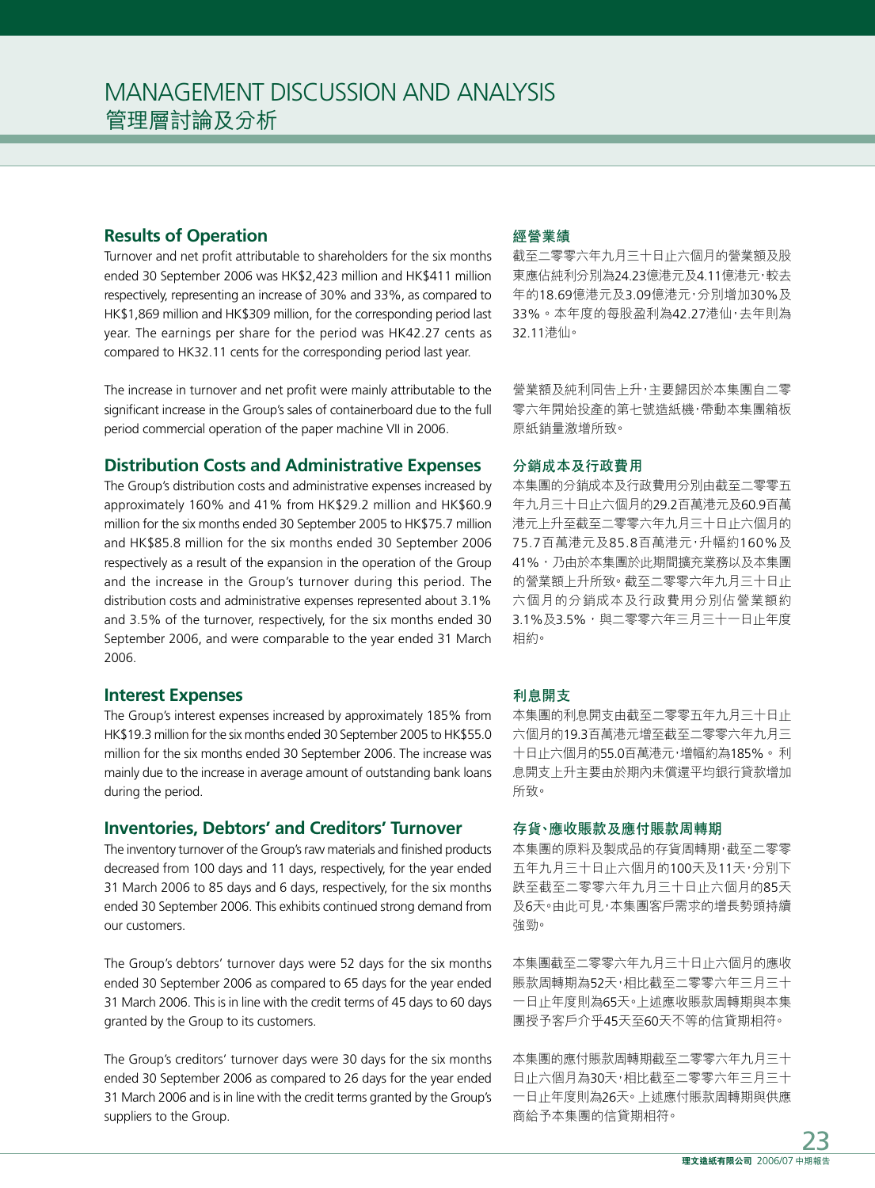# MANAGEMENT DISCUSSION AND ANALYSIS
# 管理層討論及分析

## Results of Operation

Turnover and net profit attributable to shareholders for the six months ended 30 September 2006 was HK$2,423 million and HK$411 million respectively, representing an increase of 30% and 33%, as compared to HK$1,869 million and HK$309 million, for the corresponding period last year. The earnings per share for the period was HK42.27 cents as compared to HK32.11 cents for the corresponding period last year.

The increase in turnover and net profit were mainly attributable to the significant increase in the Group's sales of containerboard due to the full period commercial operation of the paper machine VII in 2006.

## 經營業績

截至二零零六年九月三十日止六個月的營業額及股東應佔純利分別為24.23億港元及4.11億港元，較去年的18.69億港元及3.09億港元，分別增加30%及33%。本年度的每股盈利為42.27港仙，去年則為32.11港仙。

營業額及純利同告上升，主要歸因於本集團自二零零六年開始投產的第七號造紙機，帶動本集團箱板原紙銷量激增所致。

## Distribution Costs and Administrative Expenses

The Group's distribution costs and administrative expenses increased by approximately 160% and 41% from HK$29.2 million and HK$60.9 million for the six months ended 30 September 2005 to HK$75.7 million and HK$85.8 million for the six months ended 30 September 2006 respectively as a result of the expansion in the operation of the Group and the increase in the Group's turnover during this period. The distribution costs and administrative expenses represented about 3.1% and 3.5% of the turnover, respectively, for the six months ended 30 September 2006, and were comparable to the year ended 31 March 2006.

## 分銷成本及行政費用

本集團的分銷成本及行政費用分別由截至二零零五年九月三十日止六個月的29.2百萬港元及60.9百萬港元上升至截至二零零六年九月三十日止六個月的75.7百萬港元及85.8百萬港元，升幅約160%及41%，乃由於本集團於此期間擴充業務以及本集團的營業額上升所致。截至二零零六年九月三十日止六個月的分銷成本及行政費用分別佔營業額約3.1%及3.5%，與二零零六年三月三十一日止年度相約。

## Interest Expenses

The Group's interest expenses increased by approximately 185% from HK$19.3 million for the six months ended 30 September 2005 to HK$55.0 million for the six months ended 30 September 2006. The increase was mainly due to the increase in average amount of outstanding bank loans during the period.

## 利息開支

本集團的利息開支由截至二零零五年九月三十日止六個月的19.3百萬港元增至截至二零零六年九月三十日止六個月的55.0百萬港元，增幅約為185%。利息開支上升主要由於期內未償還平均銀行貸款增加所致。

## Inventories, Debtors' and Creditors' Turnover

The inventory turnover of the Group's raw materials and finished products decreased from 100 days and 11 days, respectively, for the year ended 31 March 2006 to 85 days and 6 days, respectively, for the six months ended 30 September 2006. This exhibits continued strong demand from our customers.

The Group's debtors' turnover days were 52 days for the six months ended 30 September 2006 as compared to 65 days for the year ended 31 March 2006. This is in line with the credit terms of 45 days to 60 days granted by the Group to its customers.

The Group's creditors' turnover days were 30 days for the six months ended 30 September 2006 as compared to 26 days for the year ended 31 March 2006 and is in line with the credit terms granted by the Group's suppliers to the Group.

## 存貨、應收賬款及應付賬款周轉期

本集團的原料及製成品的存貨周轉期，截至二零零五年九月三十日止六個月的100天及11天，分別下跌至截至二零零六年九月三十日止六個月的85天及6天。由此可見，本集團客戶需求的增長勢頭持續強勁。

本集團截至二零零六年九月三十日止六個月的應收賬款周轉期為52天，相比截至二零零六年三月三十一日止年度則為65天。上述應收賬款周轉期與本集團授予客戶介乎45天至60天不等的信貸期相符。

本集團的應付賬款周轉期截至二零零六年九月三十日止六個月為30天，相比截至二零零六年三月三十一日止年度則為26天。上述應付賬款周轉期與供應商給予本集團的信貸期相符。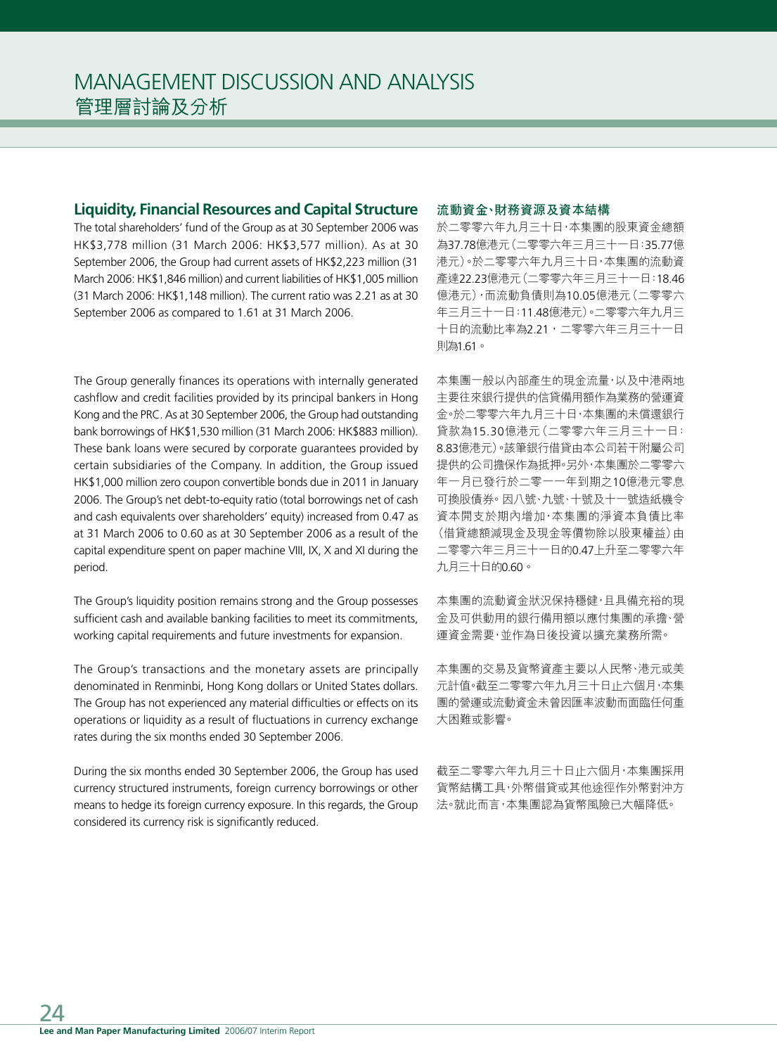## Liquidity, Financial Resources and Capital Structure

The total shareholders' fund of the Group as at 30 September 2006 was HK$3,778 million (31 March 2006: HK$3,577 million). As at 30 September 2006, the Group had current assets of HK$2,223 million (31 March 2006: HK$1,846 million) and current liabilities of HK$1,005 million (31 March 2006: HK$1,148 million). The current ratio was 2.21 as at 30 September 2006 as compared to 1.61 at 31 March 2006.

The Group generally finances its operations with internally generated cashflow and credit facilities provided by its principal bankers in Hong Kong and the PRC. As at 30 September 2006, the Group had outstanding bank borrowings of HK$1,530 million (31 March 2006: HK$883 million). These bank loans were secured by corporate guarantees provided by certain subsidiaries of the Company. In addition, the Group issued HK$1,000 million zero coupon convertible bonds due in 2011 in January 2006. The Group's net debt-to-equity ratio (total borrowings net of cash and cash equivalents over shareholders' equity) increased from 0.47 as at 31 March 2006 to 0.60 as at 30 September 2006 as a result of the capital expenditure spent on paper machine VIII, IX, X and XI during the period.

The Group's liquidity position remains strong and the Group possesses sufficient cash and available banking facilities to meet its commitments, working capital requirements and future investments for expansion.

The Group's transactions and the monetary assets are principally denominated in Renminbi, Hong Kong dollars or United States dollars. The Group has not experienced any material difficulties or effects on its operations or liquidity as a result of fluctuations in currency exchange rates during the six months ended 30 September 2006.

During the six months ended 30 September 2006, the Group has used currency structured instruments, foreign currency borrowings or other means to hedge its foreign currency exposure. In this regards, the Group considered its currency risk is significantly reduced.

## 流動資金、財務資源及資本結構

於二零零六年九月三十日，本集團的股東資金總額為37.78億港元（二零零六年三月三十一日：35.77億港元）。於二零零六年九月三十日，本集團的流動資產達22.23億港元（二零零六年三月三十一日：18.46億港元），而流動負債則為10.05億港元（二零零六年三月三十一日：11.48億港元）。二零零六年九月三十日的流動比率為2.21，二零零六年三月三十一日則為1.61。

本集團一般以內部產生的現金流量，以及中港兩地主要往來銀行提供的信貸備用額作為業務的營運資金。於二零零六年九月三十日，本集團的未償還銀行貸款為15.30億港元（二零零六年三月三十一日：8.83億港元）。該筆銀行借貸由本公司若干附屬公司提供的公司擔保作為抵押。另外，本集團於二零零六年一月已發行於二零一一年到期之10億港元零息可換股債券。因八號、九號、十號及十一號造紙機令資本開支於期內增加，本集團的淨資本負債比率（借貸總額減現金及現金等價物除以股東權益）由二零零六年三月三十一日的0.47上升至二零零六年九月三十日的0.60。

本集團的流動資金狀況保持穩健，且具備充裕的現金及可供動用的銀行備用額以應付集團的承擔、營運資金需要，並作為日後投資以擴充業務所需。

本集團的交易及貨幣資產主要以人民幣、港元或美元計值。截至二零零六年九月三十日止六個月，本集團的營運或流動資金未曾因匯率波動而面臨任何重大困難或影響。

截至二零零六年九月三十日止六個月，本集團採用貨幣結構工具、外幣借貸或其他途徑作外幣對沖方法。就此而言，本集團認為貨幣風險已大幅降低。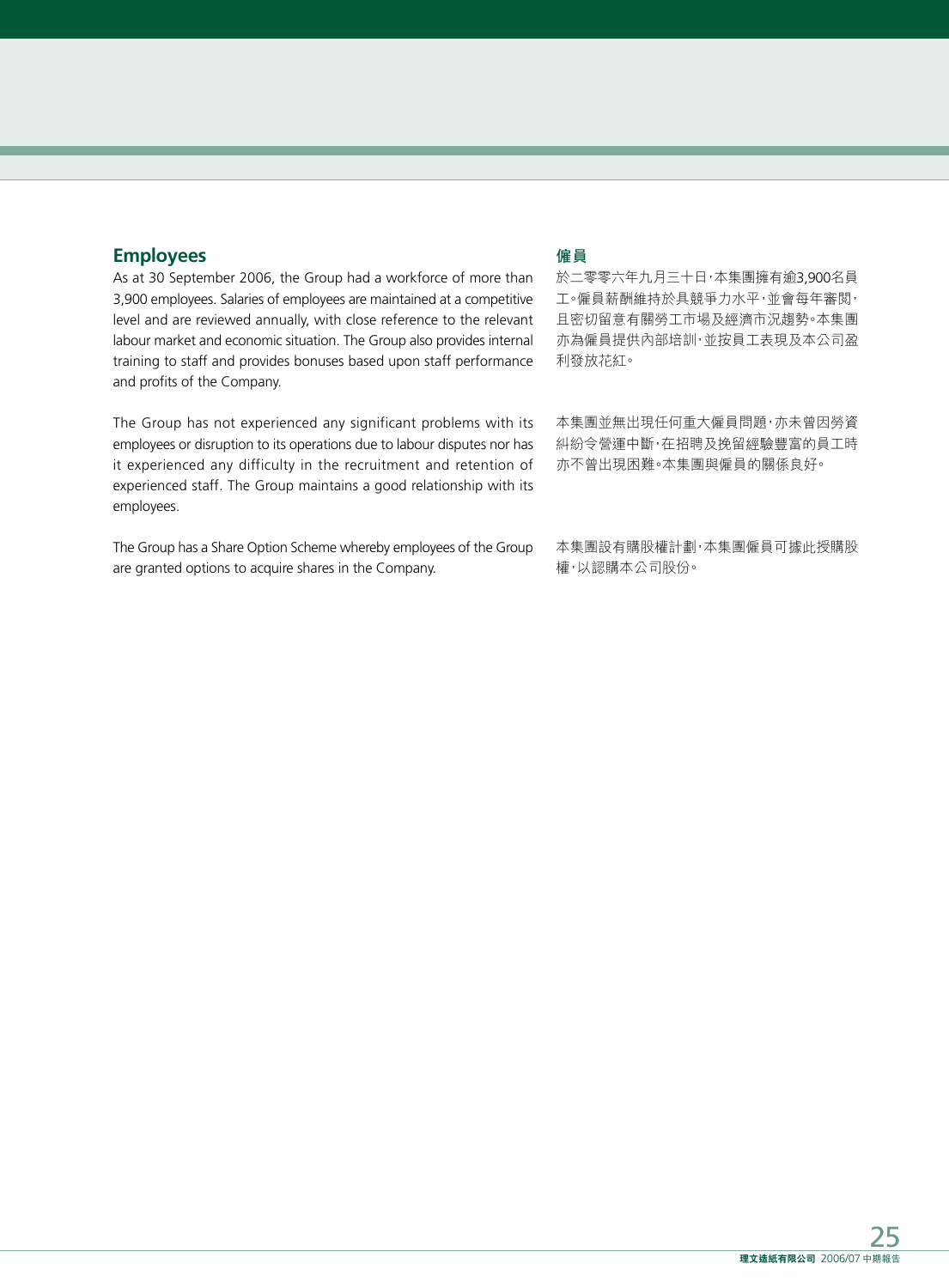## Employees

As at 30 September 2006, the Group had a workforce of more than 3,900 employees. Salaries of employees are maintained at a competitive level and are reviewed annually, with close reference to the relevant labour market and economic situation. The Group also provides internal training to staff and provides bonuses based upon staff performance and profits of the Company.

The Group has not experienced any significant problems with its employees or disruption to its operations due to labour disputes nor has it experienced any difficulty in the recruitment and retention of experienced staff. The Group maintains a good relationship with its employees.

The Group has a Share Option Scheme whereby employees of the Group are granted options to acquire shares in the Company.

## 僱員

於二零零六年九月三十日，本集團擁有逾3,900名員工。僱員薪酬維持於具競爭力水平，並會每年審閱，且密切留意有關勞工市場及經濟市況趨勢。本集團亦為僱員提供內部培訓，並按員工表現及本公司盈利發放花紅。

本集團並無出現任何重大僱員問題，亦未曾因勞資糾紛令營運中斷，在招聘及挽留經驗豐富的員工時亦不曾出現困難。本集團與僱員的關係良好。

本集團設有購股權計劃，本集團僱員可據此授購股權，以認購本公司股份。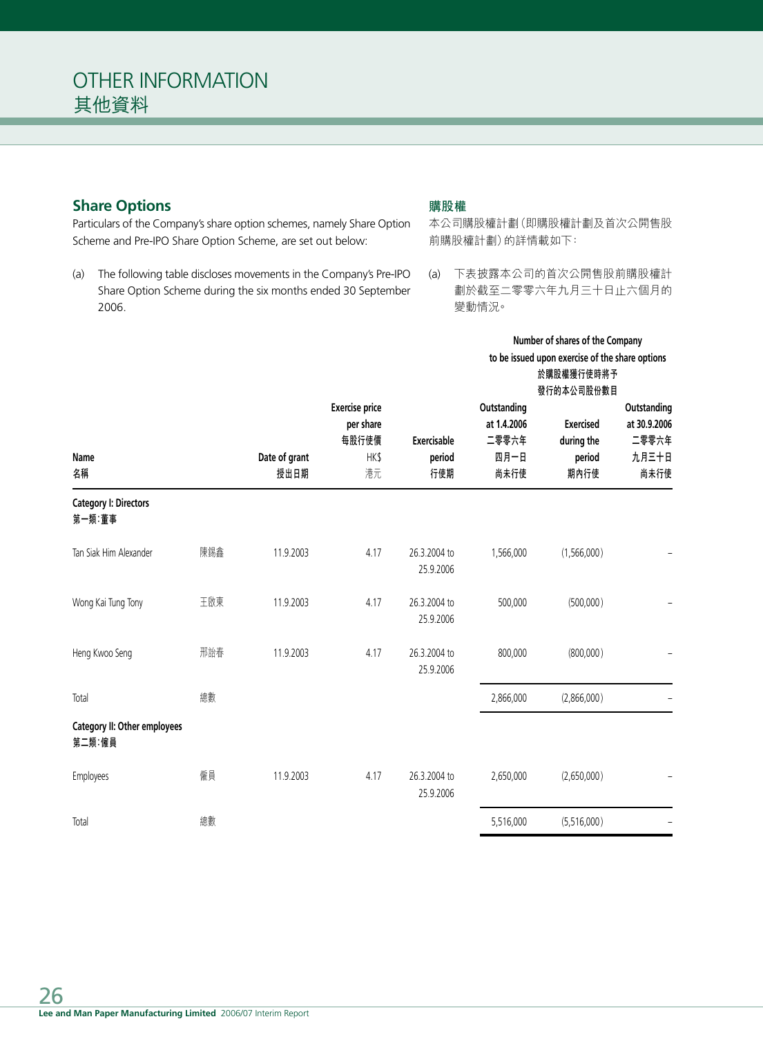# OTHER INFORMATION
# 其他資料

## Share Options

Particulars of the Company's share option schemes, namely Share Option Scheme and Pre-IPO Share Option Scheme, are set out below:

(a) The following table discloses movements in the Company's Pre-IPO Share Option Scheme during the six months ended 30 September 2006.

## 購股權

本公司購股權計劃（即購股權計劃及首次公開售股前購股權計劃）的詳情載如下：

(a) 下表披露本公司的首次公開售股前購股權計劃於截至二零零六年九月三十日止六個月的變動情況。

| Name<br>名稱 | | Date of grant<br>授出日期 | Exercise price per share<br>每股行使價<br>HK$<br>港元 | Exercisable period<br>行使期 | Number of shares of the Company to be issued upon exercise of the share options<br>於購股權獲行使時將予發行的本公司股份數目<br>Outstanding at 1.4.2006<br>二零零六年四月一日尚未行使 | Exercised during the period<br>期內行使 | Outstanding at 30.9.2006<br>二零零六年九月三十日尚未行使 |
|---|---|---|---|---|---|---|---|
| **Category I: Directors**<br>**第一類：董事** | | | | | | | |
| Tan Siak Him Alexander | 陳錫鑫 | 11.9.2003 | 4.17 | 26.3.2004 to 25.9.2006 | 1,566,000 | (1,566,000) | – |
| Wong Kai Tung Tony | 王啟東 | 11.9.2003 | 4.17 | 26.3.2004 to 25.9.2006 | 500,000 | (500,000) | – |
| Heng Kwoo Seng | 邢詒春 | 11.9.2003 | 4.17 | 26.3.2004 to 25.9.2006 | 800,000 | (800,000) | – |
| Total | 總數 | | | | 2,866,000 | (2,866,000) | – |
| **Category II: Other employees**<br>**第二類：僱員** | | | | | | | |
| Employees | 僱員 | 11.9.2003 | 4.17 | 26.3.2004 to 25.9.2006 | 2,650,000 | (2,650,000) | – |
| Total | 總數 | | | | 5,516,000 | (5,516,000) | – |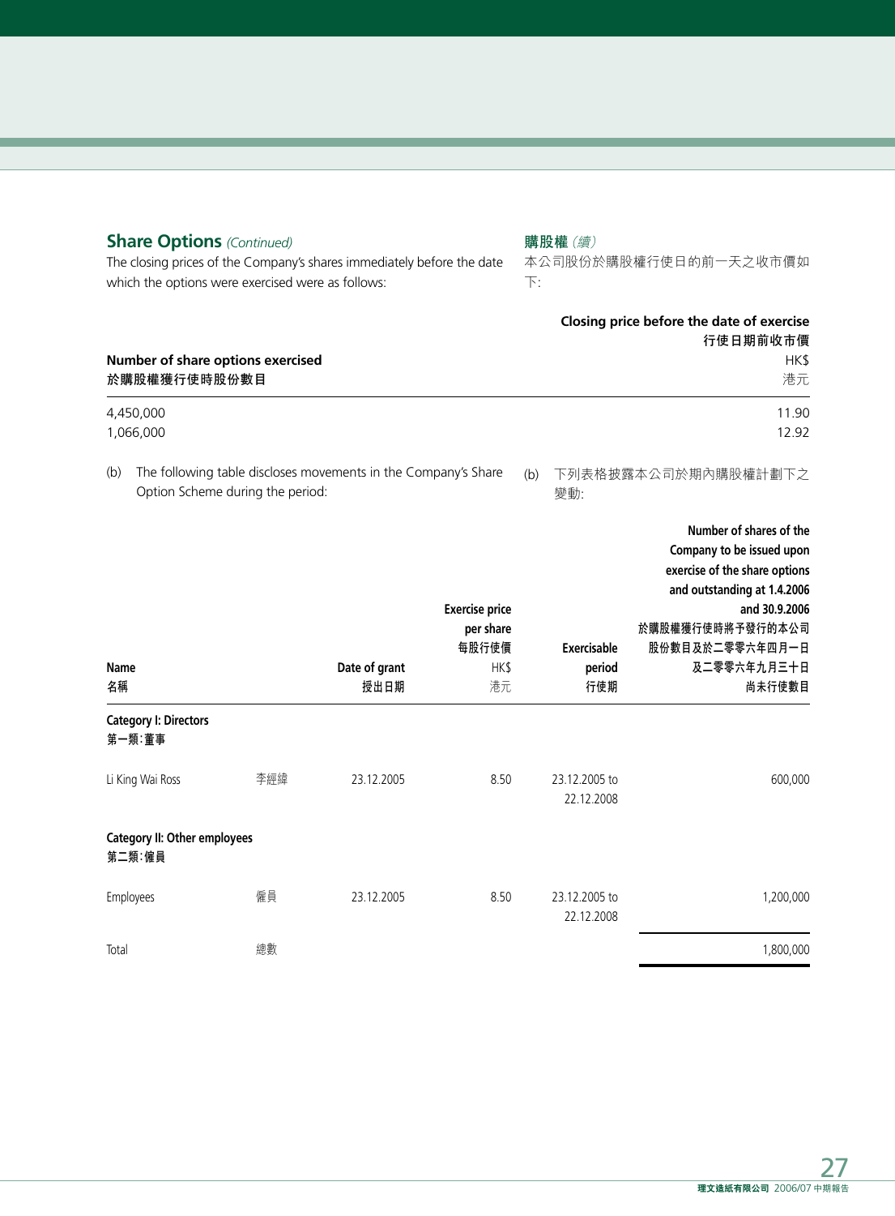## Share Options *(Continued)*

## 購股權 *(續)*

The closing prices of the Company's shares immediately before the date which the options were exercised were as follows:

本公司股份於購股權行使日的前一天之收市價如下:

| Number of share options exercised<br>於購股權獲行使時股份數目 | Closing price before the date of exercise<br>行使日期前收市價<br>HK$<br>港元 |
|---|---|
| 4,450,000 | 11.90 |
| 1,066,000 | 12.92 |

(b) The following table discloses movements in the Company's Share Option Scheme during the period:

(b) 下列表格披露本公司於期內購股權計劃下之變動:

| Name<br>名稱 | | Date of grant<br>授出日期 | Exercise price per share<br>每股行使價<br>HK$<br>港元 | Exercisable period<br>行使期 | Number of shares of the Company to be issued upon exercise of the share options and outstanding at 1.4.2006 and 30.9.2006<br>於購股權獲行使時將予發行的本公司股份數目及於二零零六年四月一日及二零零六年九月三十日尚未行使數目 |
|---|---|---|---|---|---|
| **Category I: Directors<br>第一類:董事** | | | | | |
| Li King Wai Ross | 李經緯 | 23.12.2005 | 8.50 | 23.12.2005 to 22.12.2008 | 600,000 |
| **Category II: Other employees<br>第二類:僱員** | | | | | |
| Employees | 僱員 | 23.12.2005 | 8.50 | 23.12.2005 to 22.12.2008 | 1,200,000 |
| Total | 總數 | | | | 1,800,000 |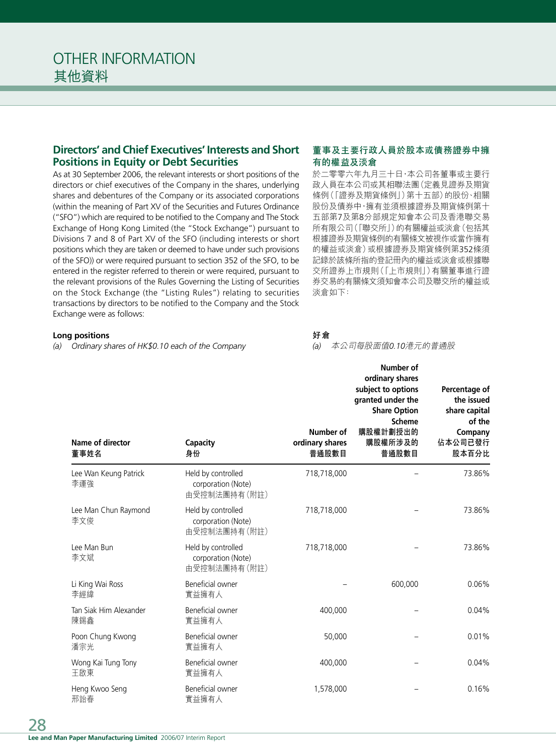# OTHER INFORMATION
# 其他資料

## Directors' and Chief Executives' Interests and Short Positions in Equity or Debt Securities

As at 30 September 2006, the relevant interests or short positions of the directors or chief executives of the Company in the shares, underlying shares and debentures of the Company or its associated corporations (within the meaning of Part XV of the Securities and Futures Ordinance ("SFO") which are required to be notified to the Company and The Stock Exchange of Hong Kong Limited (the "Stock Exchange") pursuant to Divisions 7 and 8 of Part XV of the SFO (including interests or short positions which they are taken or deemed to have under such provisions of the SFO)) or were required pursuant to section 352 of the SFO, to be entered in the register referred to therein or were required, pursuant to the relevant provisions of the Rules Governing the Listing of Securities on the Stock Exchange (the "Listing Rules") relating to securities transactions by directors to be notified to the Company and the Stock Exchange were as follows:

## 董事及主要行政人員於股本或債務證券中擁有的權益及淡倉

於二零零六年九月三十日，本公司各董事或主要行政人員在本公司或其相聯法團（定義見證券及期貨條例（「證券及期貨條例」）第十五部）的股份、相關股份及債券中，擁有並須根據證券及期貨條例第十五部第7及第8分部規定知會本公司及香港聯交易所有限公司（「聯交所」）的有關權益或淡倉（包括其根據證券及期貨條例的有關條文被視作或當作擁有的權益或淡倉）或根據證券及期貨條例第352條須記錄於該條所指的登記冊內的權益或淡倉或根據聯交所證券上市規則（「上市規則」）有關董事進行證券交易的有關條文須知會本公司及聯交所的權益或淡倉如下：

**Long positions 好倉**

*(a) Ordinary shares of HK$0.10 each of the Company*

*(a) 本公司每股面值0.10港元的普通股*

| Name of director 董事姓名 | Capacity 身份 | Number of ordinary shares 普通股數目 | Number of ordinary shares subject to options granted under the Share Option Scheme 購股權計劃授出的購股權所涉及的普通股數目 | Percentage of the issued share capital of the Company 佔本公司已發行股本百分比 |
|---|---|---|---|---|
| Lee Wan Keung Patrick 李運強 | Held by controlled corporation (Note) 由受控制法團持有（附註） | 718,718,000 | – | 73.86% |
| Lee Man Chun Raymond 李文俊 | Held by controlled corporation (Note) 由受控制法團持有（附註） | 718,718,000 | – | 73.86% |
| Lee Man Bun 李文斌 | Held by controlled corporation (Note) 由受控制法團持有（附註） | 718,718,000 | – | 73.86% |
| Li King Wai Ross 李經緯 | Beneficial owner 實益擁有人 | – | 600,000 | 0.06% |
| Tan Siak Him Alexander 陳錫鑫 | Beneficial owner 實益擁有人 | 400,000 | – | 0.04% |
| Poon Chung Kwong 潘宗光 | Beneficial owner 實益擁有人 | 50,000 | – | 0.01% |
| Wong Kai Tung Tony 王啟東 | Beneficial owner 實益擁有人 | 400,000 | – | 0.04% |
| Heng Kwoo Seng 邢詒春 | Beneficial owner 實益擁有人 | 1,578,000 | – | 0.16% |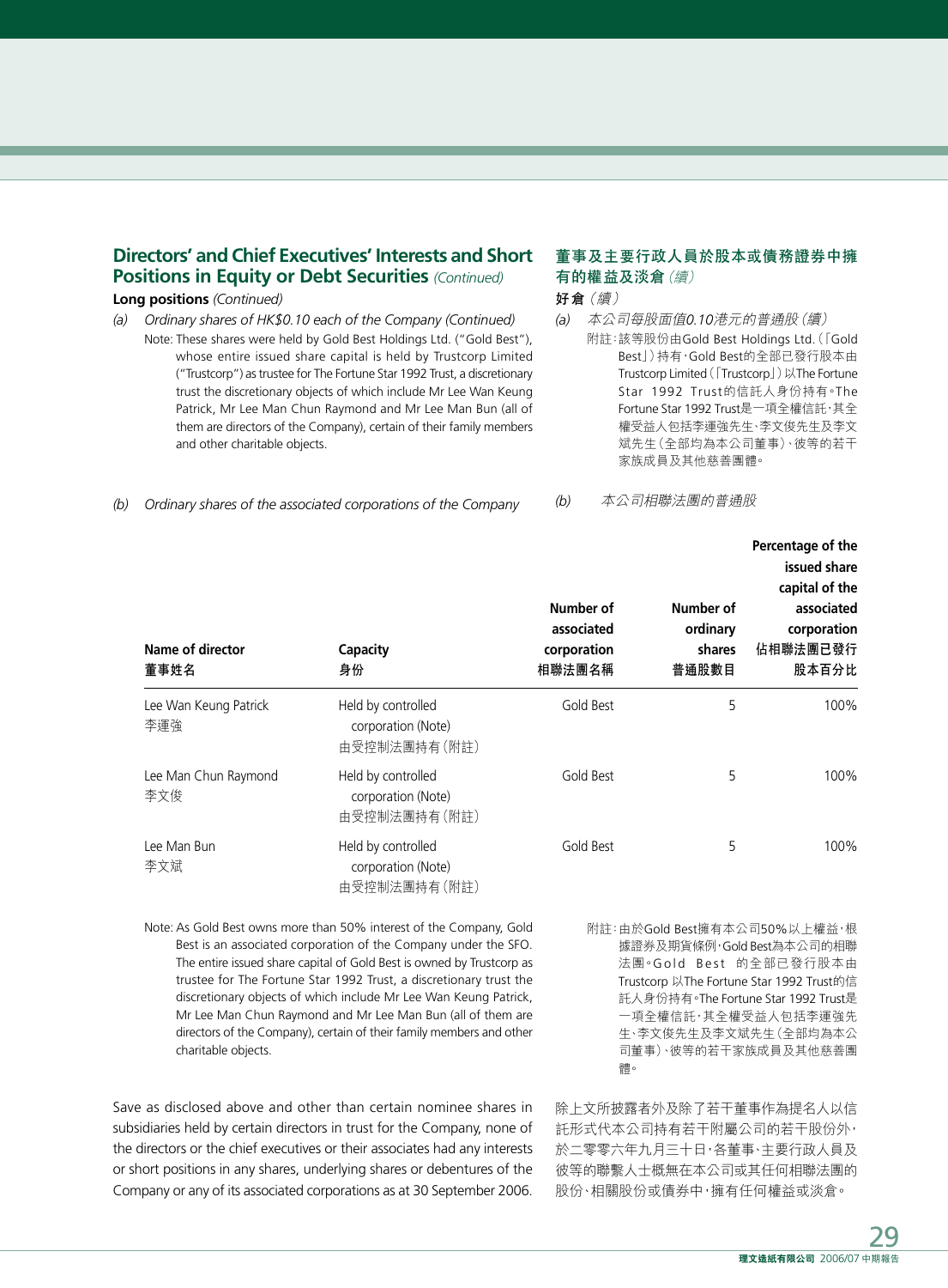## Directors' and Chief Executives' Interests and Short Positions in Equity or Debt Securities *(Continued)*

**Long positions** *(Continued)*

*(a) Ordinary shares of HK$0.10 each of the Company (Continued)*

Note: These shares were held by Gold Best Holdings Ltd. ("Gold Best"), whose entire issued share capital is held by Trustcorp Limited ("Trustcorp") as trustee for The Fortune Star 1992 Trust, a discretionary trust the discretionary objects of which include Mr Lee Wan Keung Patrick, Mr Lee Man Chun Raymond and Mr Lee Man Bun (all of them are directors of the Company), certain of their family members and other charitable objects.

*(b) Ordinary shares of the associated corporations of the Company*

## 董事及主要行政人員於股本或債務證券中擁有的權益及淡倉 *(續)*

**好倉** *(續)*

*(a) 本公司每股面值0.10港元的普通股 (續)*

附註：該等股份由Gold Best Holdings Ltd.(「Gold Best」)持有，Gold Best的全部已發行股本由Trustcorp Limited(「Trustcorp」)以The Fortune Star 1992 Trust的信託人身份持有。The Fortune Star 1992 Trust是一項全權信託，其全權受益人包括李運強先生、李文俊先生及李文斌先生(全部均為本公司董事)、彼等的若干家族成員及其他慈善團體。

*(b) 本公司相聯法團的普通股*

| Name of director<br>董事姓名 | Capacity<br>身份 | Number of associated corporation<br>相聯法團名稱 | Number of ordinary shares<br>普通股數目 | Percentage of the issued share capital of the associated corporation<br>佔相聯法團已發行股本百分比 |
|---|---|---|---|---|
| Lee Wan Keung Patrick<br>李運強 | Held by controlled corporation (Note)<br>由受控制法團持有(附註) | Gold Best | 5 | 100% |
| Lee Man Chun Raymond<br>李文俊 | Held by controlled corporation (Note)<br>由受控制法團持有(附註) | Gold Best | 5 | 100% |
| Lee Man Bun<br>李文斌 | Held by controlled corporation (Note)<br>由受控制法團持有(附註) | Gold Best | 5 | 100% |

Note: As Gold Best owns more than 50% interest of the Company, Gold Best is an associated corporation of the Company under the SFO. The entire issued share capital of Gold Best is owned by Trustcorp as trustee for The Fortune Star 1992 Trust, a discretionary trust the discretionary objects of which include Mr Lee Wan Keung Patrick, Mr Lee Man Chun Raymond and Mr Lee Man Bun (all of them are directors of the Company), certain of their family members and other charitable objects.

附註：由於Gold Best擁有本公司50%以上權益，根據證券及期貨條例，Gold Best為本公司的相聯法團。Gold Best 的全部已發行股本由Trustcorp 以The Fortune Star 1992 Trust的信託人身份持有。The Fortune Star 1992 Trust是一項全權信託，其全權受益人包括李運強先生、李文俊先生及李文斌先生(全部均為本公司董事)、彼等的若干家族成員及其他慈善團體。

Save as disclosed above and other than certain nominee shares in subsidiaries held by certain directors in trust for the Company, none of the directors or the chief executives or their associates had any interests or short positions in any shares, underlying shares or debentures of the Company or any of its associated corporations as at 30 September 2006.

除上文所披露者外及除了若干董事作為提名人以信託形式代本公司持有若干附屬公司的若干股份外，於二零零六年九月三十日，各董事、主要行政人員及彼等的聯繫人士概無在本公司或其任何相聯法團的股份、相關股份或債券中，擁有任何權益或淡倉。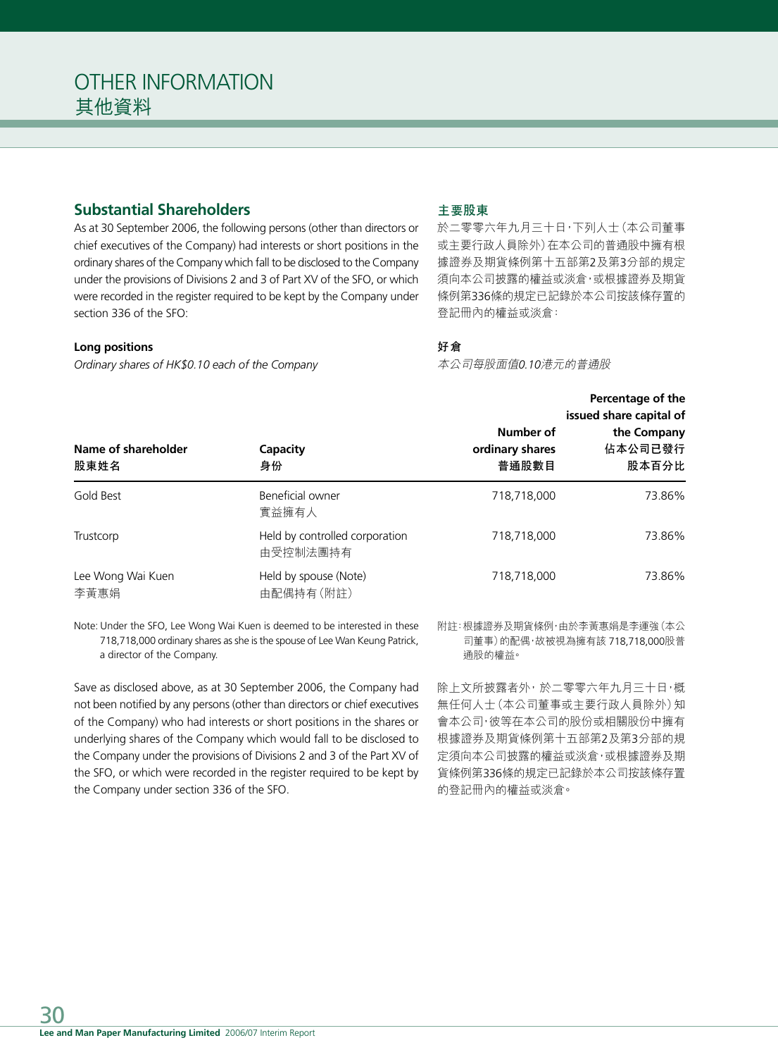# OTHER INFORMATION
# 其他資料

## Substantial Shareholders

As at 30 September 2006, the following persons (other than directors or chief executives of the Company) had interests or short positions in the ordinary shares of the Company which fall to be disclosed to the Company under the provisions of Divisions 2 and 3 of Part XV of the SFO, or which were recorded in the register required to be kept by the Company under section 336 of the SFO:

## 主要股東

於二零零六年九月三十日，下列人士（本公司董事或主要行政人員除外）在本公司的普通股中擁有根據證券及期貨條例第十五部第2及第3分部的規定須向本公司披露的權益或淡倉，或根據證券及期貨條例第336條的規定已記錄於本公司按該條存置的登記冊內的權益或淡倉：

**Long positions**

*Ordinary shares of HK$0.10 each of the Company*

**好倉**

*本公司每股面值0.10港元的普通股*

| Name of shareholder<br>股東姓名 | Capacity<br>身份 | Number of ordinary shares<br>普通股數目 | Percentage of the issued share capital of the Company<br>佔本公司已發行股本百分比 |
|---|---|---|---|
| Gold Best | Beneficial owner<br>實益擁有人 | 718,718,000 | 73.86% |
| Trustcorp | Held by controlled corporation<br>由受控制法團持有 | 718,718,000 | 73.86% |
| Lee Wong Wai Kuen<br>李黃惠娟 | Held by spouse (Note)<br>由配偶持有（附註） | 718,718,000 | 73.86% |

Note: Under the SFO, Lee Wong Wai Kuen is deemed to be interested in these 718,718,000 ordinary shares as she is the spouse of Lee Wan Keung Patrick, a director of the Company.

附註：根據證券及期貨條例，由於李黃惠娟是李運強（本公司董事）的配偶，故被視為擁有該 718,718,000股普通股的權益。

Save as disclosed above, as at 30 September 2006, the Company had not been notified by any persons (other than directors or chief executives of the Company) who had interests or short positions in the shares or underlying shares of the Company which would fall to be disclosed to the Company under the provisions of Divisions 2 and 3 of the Part XV of the SFO, or which were recorded in the register required to be kept by the Company under section 336 of the SFO.

除上文所披露者外，於二零零六年九月三十日，概無任何人士（本公司董事或主要行政人員除外）知會本公司，彼等在本公司的股份或相關股份中擁有根據證券及期貨條例第十五部第2及第3分部的規定須向本公司披露的權益或淡倉，或根據證券及期貨條例第336條的規定已記錄於本公司按該條存置的登記冊內的權益或淡倉。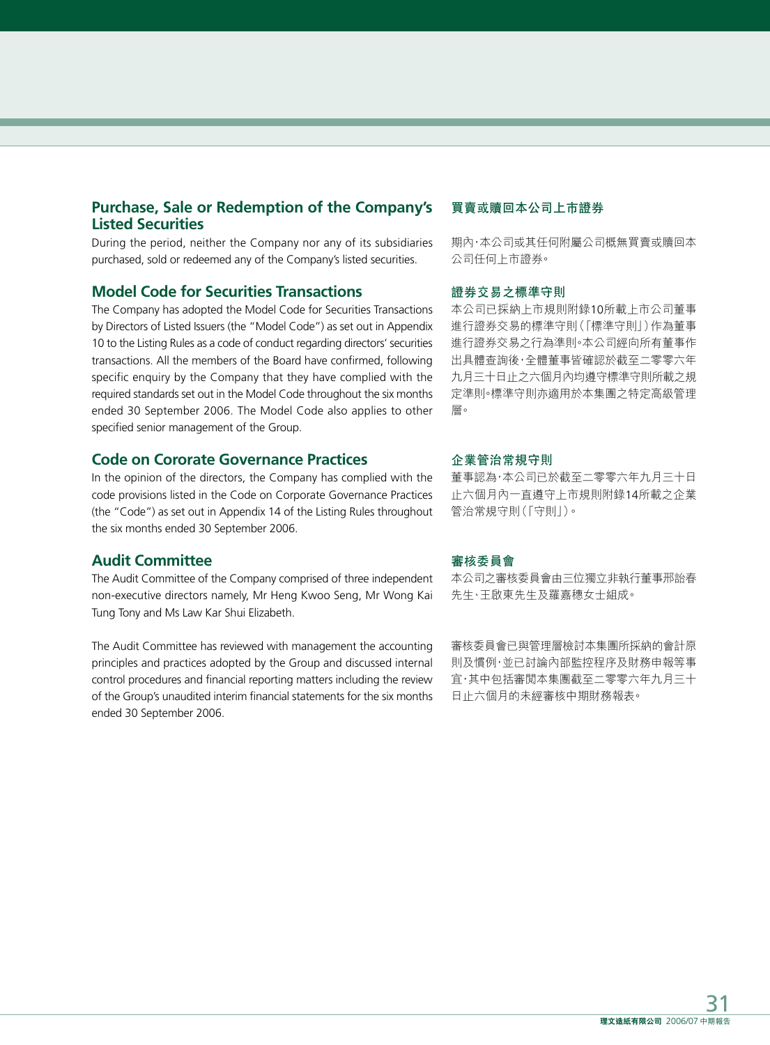## Purchase, Sale or Redemption of the Company's Listed Securities

During the period, neither the Company nor any of its subsidiaries purchased, sold or redeemed any of the Company's listed securities.

## Model Code for Securities Transactions

The Company has adopted the Model Code for Securities Transactions by Directors of Listed Issuers (the "Model Code") as set out in Appendix 10 to the Listing Rules as a code of conduct regarding directors' securities transactions. All the members of the Board have confirmed, following specific enquiry by the Company that they have complied with the required standards set out in the Model Code throughout the six months ended 30 September 2006. The Model Code also applies to other specified senior management of the Group.

## Code on Cororate Governance Practices

In the opinion of the directors, the Company has complied with the code provisions listed in the Code on Corporate Governance Practices (the "Code") as set out in Appendix 14 of the Listing Rules throughout the six months ended 30 September 2006.

## Audit Committee

The Audit Committee of the Company comprised of three independent non-executive directors namely, Mr Heng Kwoo Seng, Mr Wong Kai Tung Tony and Ms Law Kar Shui Elizabeth.

The Audit Committee has reviewed with management the accounting principles and practices adopted by the Group and discussed internal control procedures and financial reporting matters including the review of the Group's unaudited interim financial statements for the six months ended 30 September 2006.

## 買賣或贖回本公司上市證券

期內，本公司或其任何附屬公司概無買賣或贖回本公司任何上市證券。

## 證券交易之標準守則

本公司已採納上市規則附錄10所載上市公司董事進行證券交易的標準守則（「標準守則」）作為董事進行證券交易之行為準則。本公司經向所有董事作出具體查詢後，全體董事皆確認於截至二零零六年九月三十日止之六個月內均遵守標準守則所載之規定準則。標準守則亦適用於本集團之特定高級管理層。

## 企業管治常規守則

董事認為，本公司已於截至二零零六年九月三十日止六個月內一直遵守上市規則附錄14所載之企業管治常規守則（「守則」）。

## 審核委員會

本公司之審核委員會由三位獨立非執行董事邢詒春先生、王啟東先生及羅嘉穗女士組成。

審核委員會已與管理層檢討本集團所採納的會計原則及慣例，並已討論內部監控程序及財務申報等事宜，其中包括審閱本集團截至二零零六年九月三十日止六個月的未經審核中期財務報表。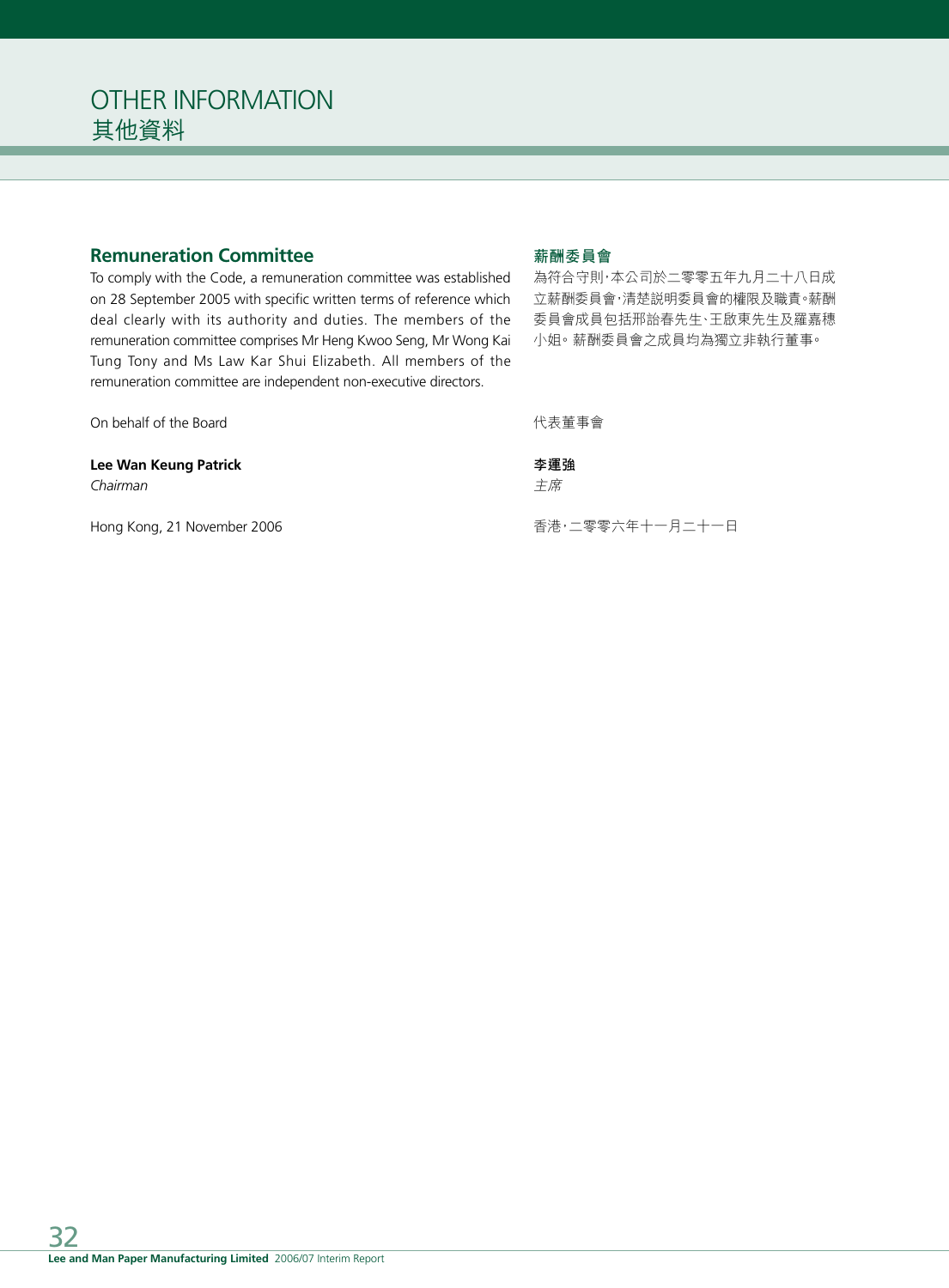# OTHER INFORMATION
# 其他資料

## Remuneration Committee

To comply with the Code, a remuneration committee was established on 28 September 2005 with specific written terms of reference which deal clearly with its authority and duties. The members of the remuneration committee comprises Mr Heng Kwoo Seng, Mr Wong Kai Tung Tony and Ms Law Kar Shui Elizabeth. All members of the remuneration committee are independent non-executive directors.

## 薪酬委員會

為符合守則，本公司於二零零五年九月二十八日成立薪酬委員會，清楚說明委員會的權限及職責。薪酬委員會成員包括邢詒春先生、王啟東先生及羅嘉穗小姐。薪酬委員會之成員均為獨立非執行董事。

On behalf of the Board

**Lee Wan Keung Patrick**
*Chairman*

Hong Kong, 21 November 2006

代表董事會

**李運強**
*主席*

香港，二零零六年十一月二十一日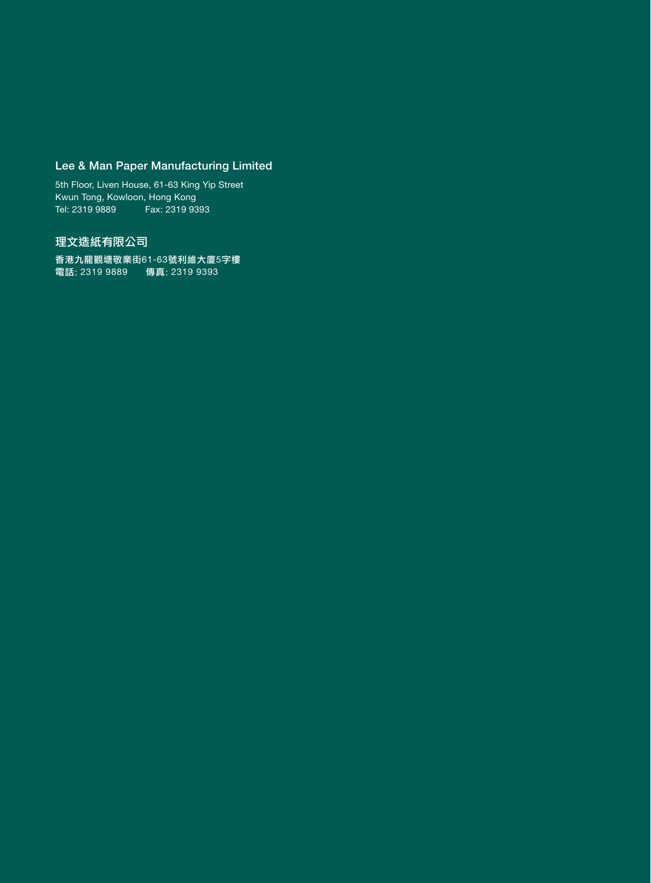**Lee & Man Paper Manufacturing Limited**

5th Floor, Liven House, 61-63 King Yip Street
Kwun Tong, Kowloon, Hong Kong
Tel: 2319 9889 Fax: 2319 9393

**理文造紙有限公司**

香港九龍觀塘敬業街61-63號利維大廈5字樓
電話: 2319 9889 傳真: 2319 9393